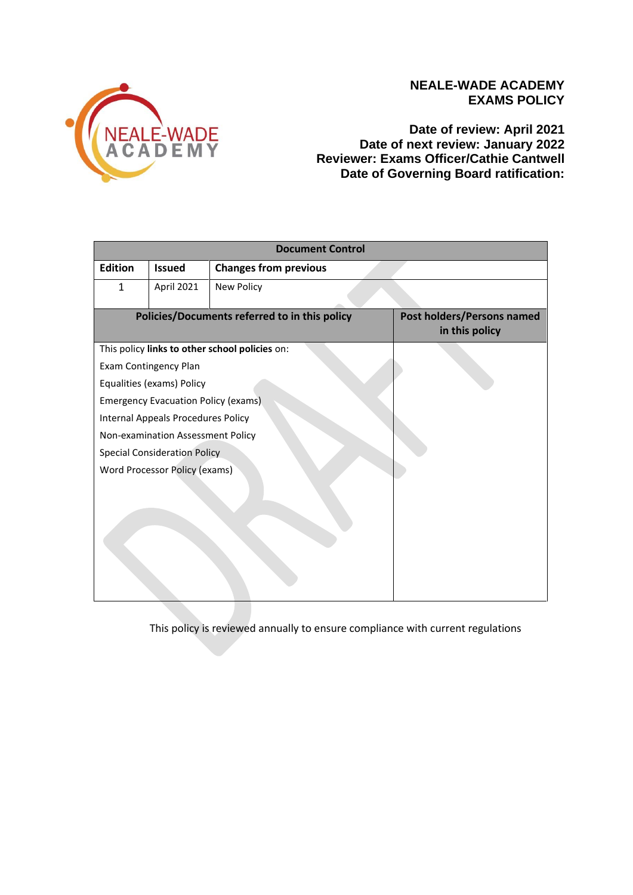# NEALE-WADE ACADEMY
# EXAMS POLICY

**Date of review: April 2021**
**Date of next review: January 2022**
**Reviewer: Exams Officer/Cathie Cantwell**
**Date of Governing Board ratification:**

| Document Control | | | |
|---|---|---|---|
| **Edition** | **Issued** | **Changes from previous** | |
| 1 | April 2021 | New Policy | |
| **Policies/Documents referred to in this policy** | | | **Post holders/Persons named in this policy** |
| This policy **links to other school policies** on:<br>Exam Contingency Plan<br>Equalities (exams) Policy<br>Emergency Evacuation Policy (exams)<br>Internal Appeals Procedures Policy<br>Non-examination Assessment Policy<br>Special Consideration Policy<br>Word Processor Policy (exams) | | | |

This policy is reviewed annually to ensure compliance with current regulations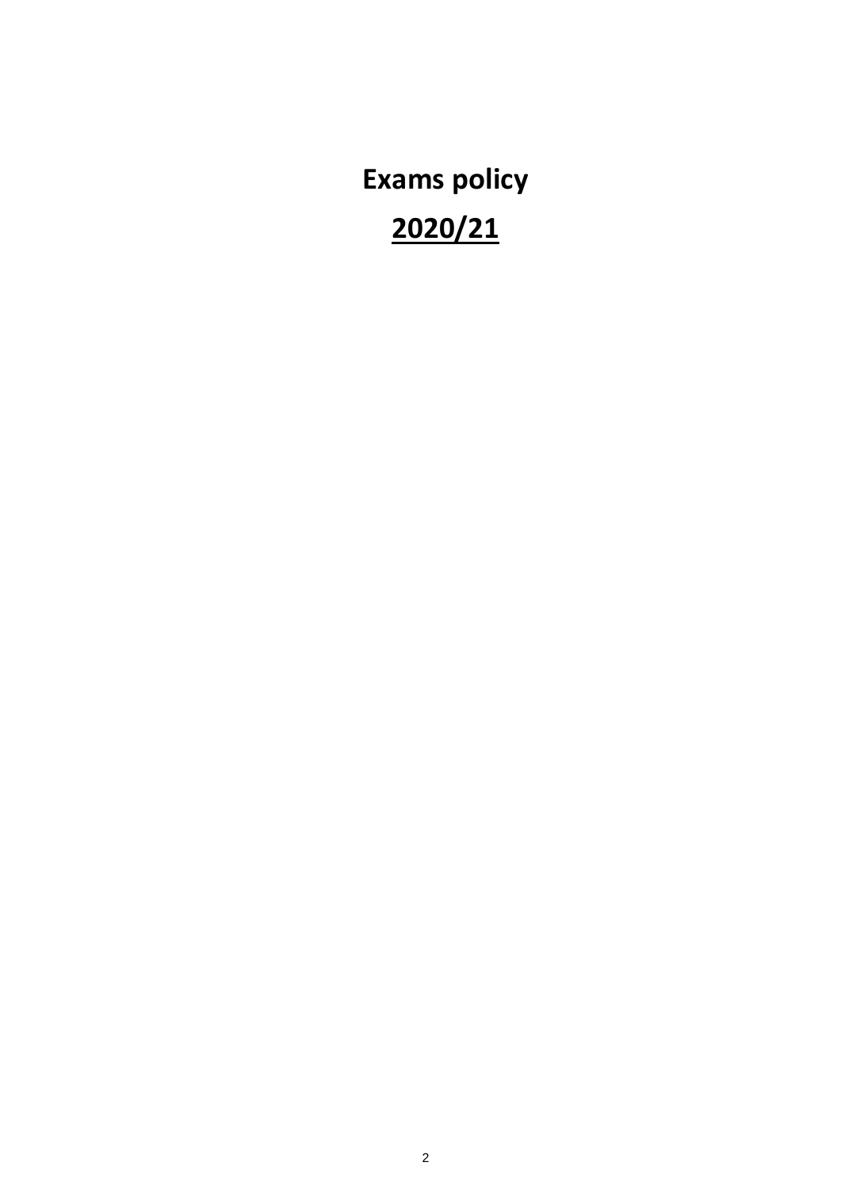# Exams policy

## 2020/21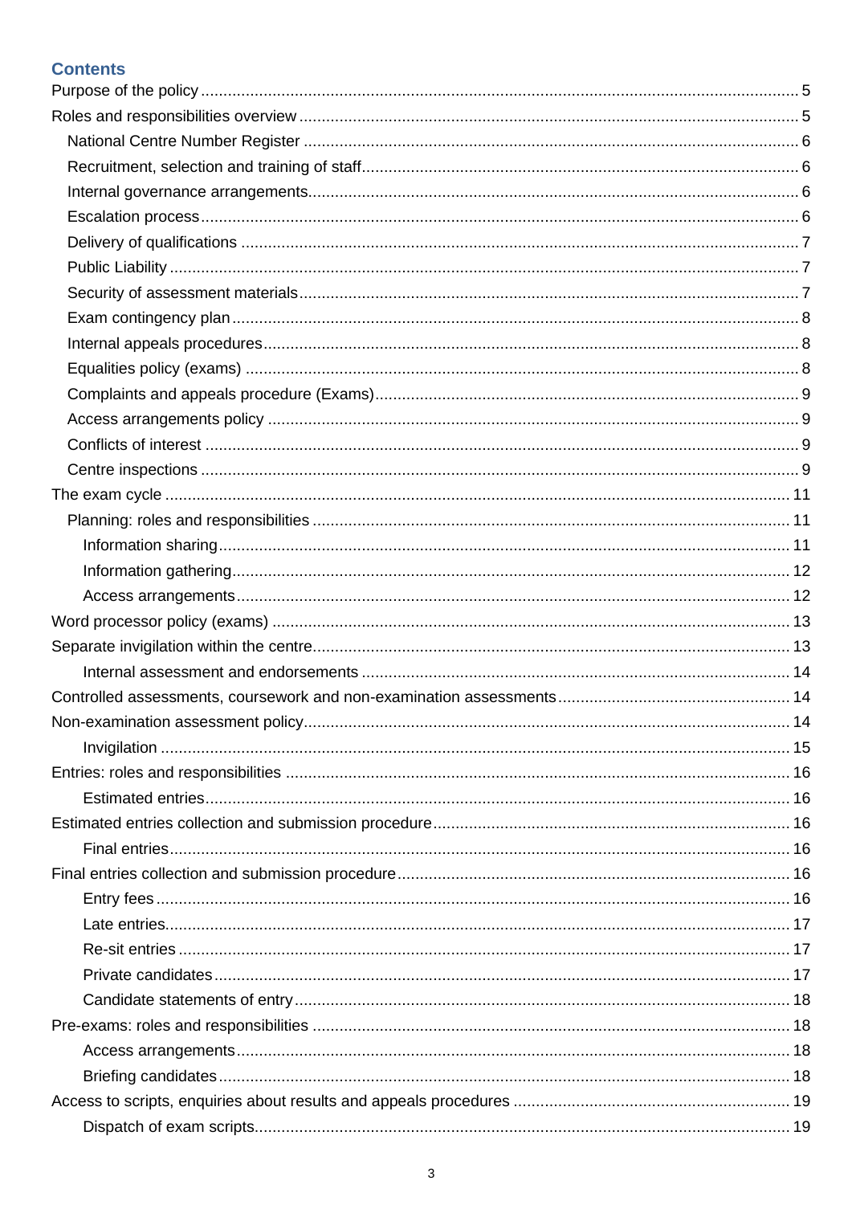## Contents

- Purpose of the policy ..... 5
- Roles and responsibilities overview ..... 5
  - National Centre Number Register ..... 6
  - Recruitment, selection and training of staff ..... 6
  - Internal governance arrangements ..... 6
  - Escalation process ..... 6
  - Delivery of qualifications ..... 7
  - Public Liability ..... 7
  - Security of assessment materials ..... 7
  - Exam contingency plan ..... 8
  - Internal appeals procedures ..... 8
  - Equalities policy (exams) ..... 8
  - Complaints and appeals procedure (Exams) ..... 9
  - Access arrangements policy ..... 9
  - Conflicts of interest ..... 9
  - Centre inspections ..... 9
- The exam cycle ..... 11
  - Planning: roles and responsibilities ..... 11
    - Information sharing ..... 11
    - Information gathering ..... 12
    - Access arrangements ..... 12
- Word processor policy (exams) ..... 13
- Separate invigilation within the centre ..... 13
    - Internal assessment and endorsements ..... 14
- Controlled assessments, coursework and non-examination assessments ..... 14
- Non-examination assessment policy ..... 14
    - Invigilation ..... 15
- Entries: roles and responsibilities ..... 16
    - Estimated entries ..... 16
- Estimated entries collection and submission procedure ..... 16
    - Final entries ..... 16
- Final entries collection and submission procedure ..... 16
    - Entry fees ..... 16
    - Late entries ..... 17
    - Re-sit entries ..... 17
    - Private candidates ..... 17
    - Candidate statements of entry ..... 18
- Pre-exams: roles and responsibilities ..... 18
    - Access arrangements ..... 18
    - Briefing candidates ..... 18
- Access to scripts, enquiries about results and appeals procedures ..... 19
    - Dispatch of exam scripts ..... 19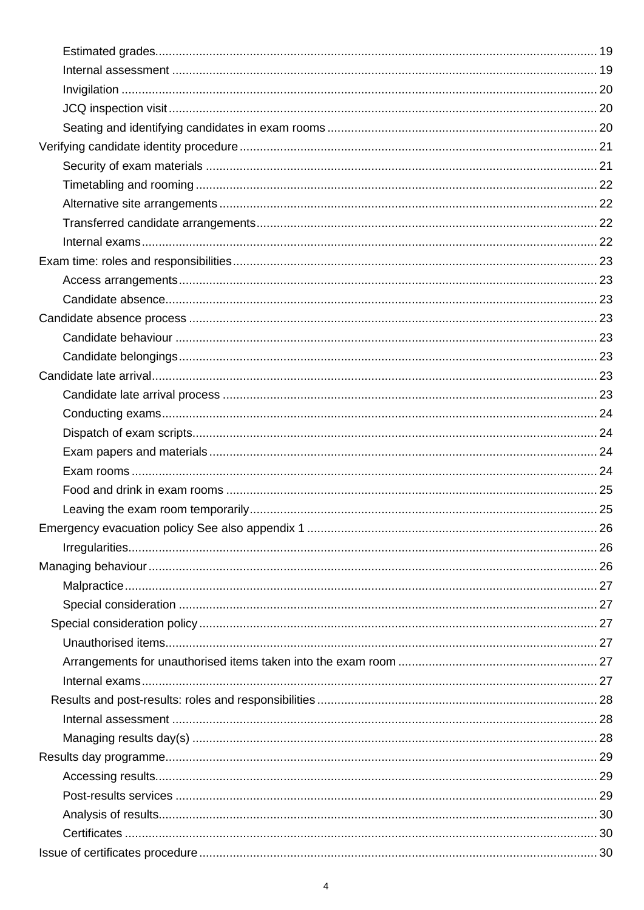- Estimated grades ........ 19
- Internal assessment ........ 19
- Invigilation ........ 20
- JCQ inspection visit ........ 20
- Seating and identifying candidates in exam rooms ........ 20

Verifying candidate identity procedure ........ 21

- Security of exam materials ........ 21
- Timetabling and rooming ........ 22
- Alternative site arrangements ........ 22
- Transferred candidate arrangements ........ 22
- Internal exams ........ 22

Exam time: roles and responsibilities ........ 23

- Access arrangements ........ 23
- Candidate absence ........ 23

Candidate absence process ........ 23

- Candidate behaviour ........ 23
- Candidate belongings ........ 23

Candidate late arrival ........ 23

- Candidate late arrival process ........ 23
- Conducting exams ........ 24
- Dispatch of exam scripts ........ 24
- Exam papers and materials ........ 24
- Exam rooms ........ 24
- Food and drink in exam rooms ........ 25
- Leaving the exam room temporarily ........ 25

Emergency evacuation policy See also appendix 1 ........ 26

- Irregularities ........ 26

Managing behaviour ........ 26

- Malpractice ........ 27
- Special consideration ........ 27

Special consideration policy ........ 27

- Unauthorised items ........ 27
- Arrangements for unauthorised items taken into the exam room ........ 27
- Internal exams ........ 27

Results and post-results: roles and responsibilities ........ 28

- Internal assessment ........ 28
- Managing results day(s) ........ 28

Results day programme ........ 29

- Accessing results ........ 29
- Post-results services ........ 29
- Analysis of results ........ 30
- Certificates ........ 30

Issue of certificates procedure ........ 30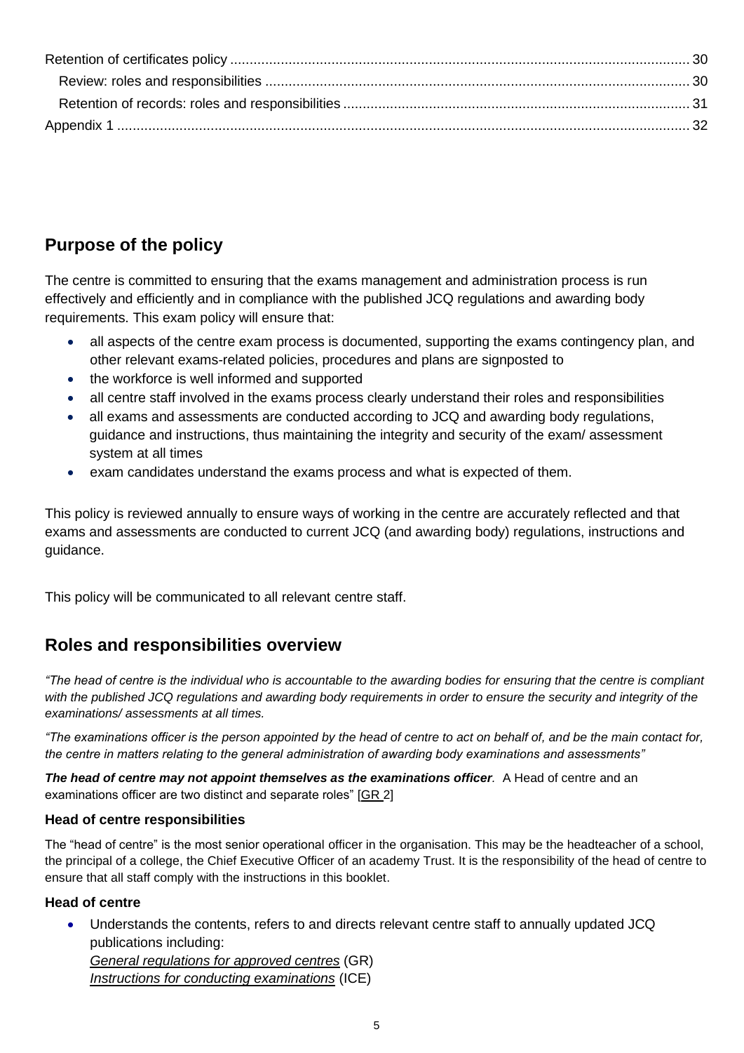Retention of certificates policy ..... 30
  Review: roles and responsibilities ..... 30
  Retention of records: roles and responsibilities ..... 31
Appendix 1 ..... 32

## Purpose of the policy

The centre is committed to ensuring that the exams management and administration process is run effectively and efficiently and in compliance with the published JCQ regulations and awarding body requirements. This exam policy will ensure that:

- all aspects of the centre exam process is documented, supporting the exams contingency plan, and other relevant exams-related policies, procedures and plans are signposted to
- the workforce is well informed and supported
- all centre staff involved in the exams process clearly understand their roles and responsibilities
- all exams and assessments are conducted according to JCQ and awarding body regulations, guidance and instructions, thus maintaining the integrity and security of the exam/ assessment system at all times
- exam candidates understand the exams process and what is expected of them.

This policy is reviewed annually to ensure ways of working in the centre are accurately reflected and that exams and assessments are conducted to current JCQ (and awarding body) regulations, instructions and guidance.

This policy will be communicated to all relevant centre staff.

## Roles and responsibilities overview

*"The head of centre is the individual who is accountable to the awarding bodies for ensuring that the centre is compliant with the published JCQ regulations and awarding body requirements in order to ensure the security and integrity of the examinations/ assessments at all times.*

*"The examinations officer is the person appointed by the head of centre to act on behalf of, and be the main contact for, the centre in matters relating to the general administration of awarding body examinations and assessments"*

***The head of centre may not appoint themselves as the examinations officer.*** A Head of centre and an examinations officer are two distinct and separate roles" [GR 2]

### Head of centre responsibilities

The "head of centre" is the most senior operational officer in the organisation. This may be the headteacher of a school, the principal of a college, the Chief Executive Officer of an academy Trust. It is the responsibility of the head of centre to ensure that all staff comply with the instructions in this booklet.

### Head of centre

- Understands the contents, refers to and directs relevant centre staff to annually updated JCQ publications including:
  *General regulations for approved centres* (GR)
  *Instructions for conducting examinations* (ICE)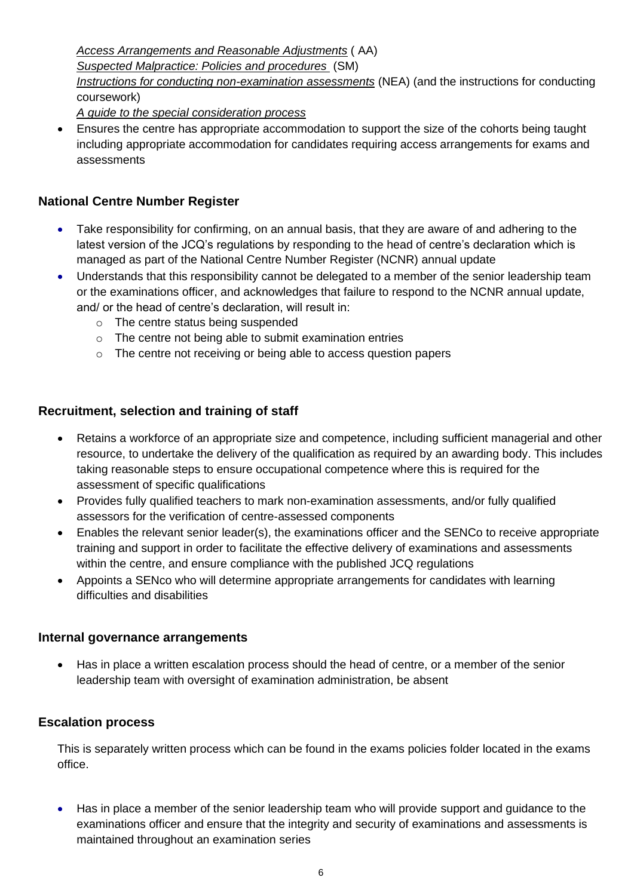*Access Arrangements and Reasonable Adjustments* ( AA)
*Suspected Malpractice: Policies and procedures* (SM)
*Instructions for conducting non-examination assessments* (NEA) (and the instructions for conducting coursework)
*A guide to the special consideration process*

- Ensures the centre has appropriate accommodation to support the size of the cohorts being taught including appropriate accommodation for candidates requiring access arrangements for exams and assessments

## National Centre Number Register

- Take responsibility for confirming, on an annual basis, that they are aware of and adhering to the latest version of the JCQ's regulations by responding to the head of centre's declaration which is managed as part of the National Centre Number Register (NCNR) annual update
- Understands that this responsibility cannot be delegated to a member of the senior leadership team or the examinations officer, and acknowledges that failure to respond to the NCNR annual update, and/ or the head of centre's declaration, will result in:
  - The centre status being suspended
  - The centre not being able to submit examination entries
  - The centre not receiving or being able to access question papers

## Recruitment, selection and training of staff

- Retains a workforce of an appropriate size and competence, including sufficient managerial and other resource, to undertake the delivery of the qualification as required by an awarding body. This includes taking reasonable steps to ensure occupational competence where this is required for the assessment of specific qualifications
- Provides fully qualified teachers to mark non-examination assessments, and/or fully qualified assessors for the verification of centre-assessed components
- Enables the relevant senior leader(s), the examinations officer and the SENCo to receive appropriate training and support in order to facilitate the effective delivery of examinations and assessments within the centre, and ensure compliance with the published JCQ regulations
- Appoints a SENco who will determine appropriate arrangements for candidates with learning difficulties and disabilities

## Internal governance arrangements

- Has in place a written escalation process should the head of centre, or a member of the senior leadership team with oversight of examination administration, be absent

## Escalation process

This is separately written process which can be found in the exams policies folder located in the exams office.

- Has in place a member of the senior leadership team who will provide support and guidance to the examinations officer and ensure that the integrity and security of examinations and assessments is maintained throughout an examination series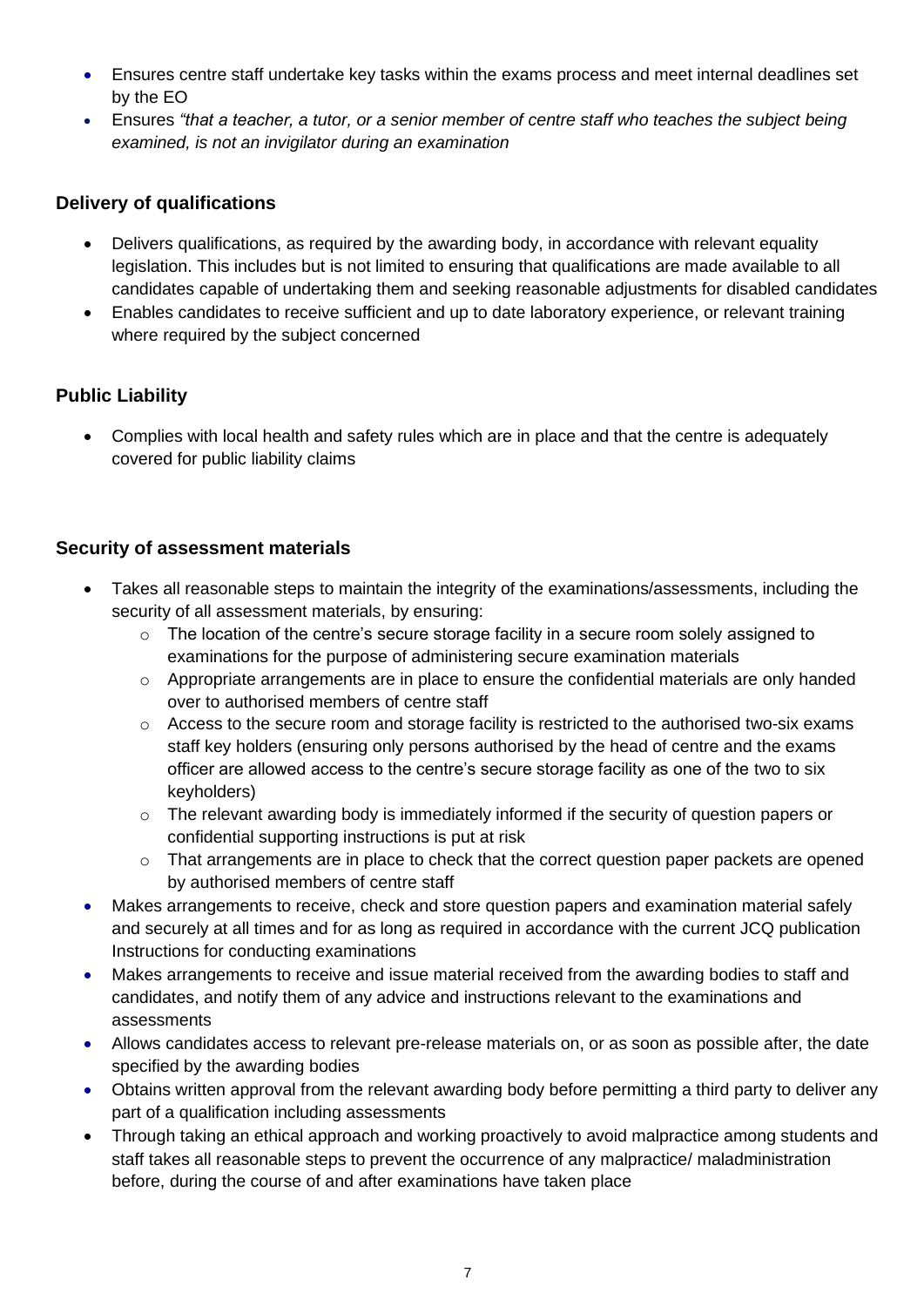- Ensures centre staff undertake key tasks within the exams process and meet internal deadlines set by the EO
- Ensures *"that a teacher, a tutor, or a senior member of centre staff who teaches the subject being examined, is not an invigilator during an examination*

### Delivery of qualifications

- Delivers qualifications, as required by the awarding body, in accordance with relevant equality legislation. This includes but is not limited to ensuring that qualifications are made available to all candidates capable of undertaking them and seeking reasonable adjustments for disabled candidates
- Enables candidates to receive sufficient and up to date laboratory experience, or relevant training where required by the subject concerned

### Public Liability

- Complies with local health and safety rules which are in place and that the centre is adequately covered for public liability claims

### Security of assessment materials

- Takes all reasonable steps to maintain the integrity of the examinations/assessments, including the security of all assessment materials, by ensuring:
  - The location of the centre's secure storage facility in a secure room solely assigned to examinations for the purpose of administering secure examination materials
  - Appropriate arrangements are in place to ensure the confidential materials are only handed over to authorised members of centre staff
  - Access to the secure room and storage facility is restricted to the authorised two-six exams staff key holders (ensuring only persons authorised by the head of centre and the exams officer are allowed access to the centre's secure storage facility as one of the two to six keyholders)
  - The relevant awarding body is immediately informed if the security of question papers or confidential supporting instructions is put at risk
  - That arrangements are in place to check that the correct question paper packets are opened by authorised members of centre staff
- Makes arrangements to receive, check and store question papers and examination material safely and securely at all times and for as long as required in accordance with the current JCQ publication Instructions for conducting examinations
- Makes arrangements to receive and issue material received from the awarding bodies to staff and candidates, and notify them of any advice and instructions relevant to the examinations and assessments
- Allows candidates access to relevant pre-release materials on, or as soon as possible after, the date specified by the awarding bodies
- Obtains written approval from the relevant awarding body before permitting a third party to deliver any part of a qualification including assessments
- Through taking an ethical approach and working proactively to avoid malpractice among students and staff takes all reasonable steps to prevent the occurrence of any malpractice/ maladministration before, during the course of and after examinations have taken place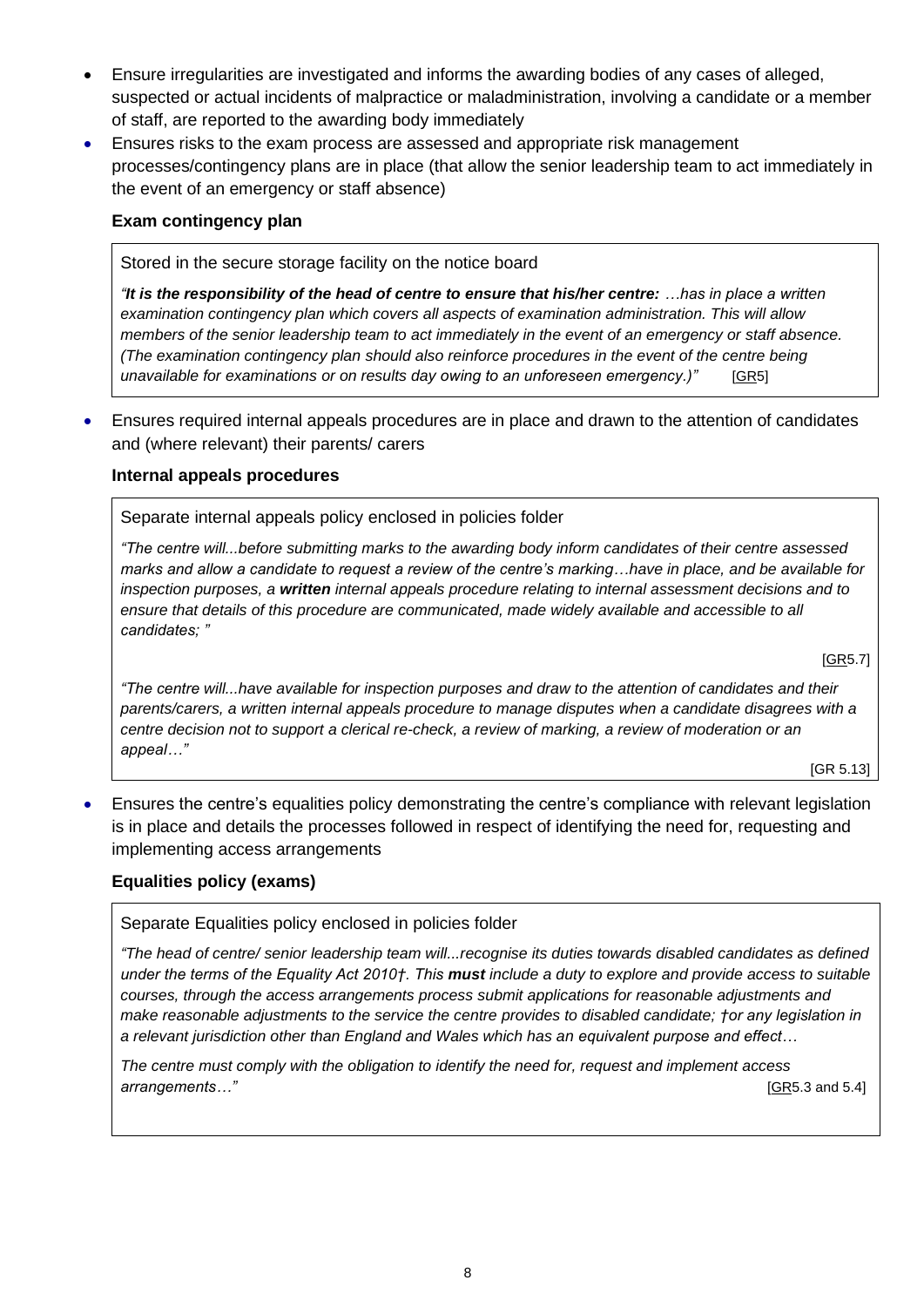- Ensure irregularities are investigated and informs the awarding bodies of any cases of alleged, suspected or actual incidents of malpractice or maladministration, involving a candidate or a member of staff, are reported to the awarding body immediately
- Ensures risks to the exam process are assessed and appropriate risk management processes/contingency plans are in place (that allow the senior leadership team to act immediately in the event of an emergency or staff absence)

**Exam contingency plan**

Stored in the secure storage facility on the notice board

*"**It is the responsibility of the head of centre to ensure that his/her centre:** …has in place a written examination contingency plan which covers all aspects of examination administration. This will allow members of the senior leadership team to act immediately in the event of an emergency or staff absence. (The examination contingency plan should also reinforce procedures in the event of the centre being unavailable for examinations or on results day owing to an unforeseen emergency.)"* [GR5]

- Ensures required internal appeals procedures are in place and drawn to the attention of candidates and (where relevant) their parents/ carers

**Internal appeals procedures**

Separate internal appeals policy enclosed in policies folder

*"The centre will...before submitting marks to the awarding body inform candidates of their centre assessed marks and allow a candidate to request a review of the centre's marking…have in place, and be available for inspection purposes, a **written** internal appeals procedure relating to internal assessment decisions and to ensure that details of this procedure are communicated, made widely available and accessible to all candidates; "*

[GR5.7]

*"The centre will...have available for inspection purposes and draw to the attention of candidates and their parents/carers, a written internal appeals procedure to manage disputes when a candidate disagrees with a centre decision not to support a clerical re-check, a review of marking, a review of moderation or an appeal…"*

[GR 5.13]

- Ensures the centre's equalities policy demonstrating the centre's compliance with relevant legislation is in place and details the processes followed in respect of identifying the need for, requesting and implementing access arrangements

**Equalities policy (exams)**

Separate Equalities policy enclosed in policies folder

*"The head of centre/ senior leadership team will...recognise its duties towards disabled candidates as defined under the terms of the Equality Act 2010†. This **must** include a duty to explore and provide access to suitable courses, through the access arrangements process submit applications for reasonable adjustments and make reasonable adjustments to the service the centre provides to disabled candidate; †or any legislation in a relevant jurisdiction other than England and Wales which has an equivalent purpose and effect…*

*The centre must comply with the obligation to identify the need for, request and implement access arrangements…"* [GR5.3 and 5.4]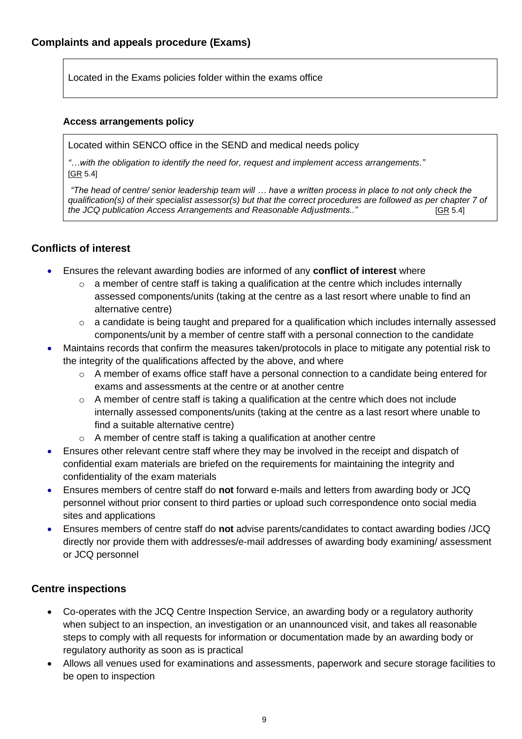### Complaints and appeals procedure (Exams)

> Located in the Exams policies folder within the exams office

#### Access arrangements policy

> Located within SENCO office in the SEND and medical needs policy
>
> *"…with the obligation to identify the need for, request and implement access arrangements."* [GR 5.4]
>
> *"The head of centre/ senior leadership team will … have a written process in place to not only check the qualification(s) of their specialist assessor(s) but that the correct procedures are followed as per chapter 7 of the JCQ publication Access Arrangements and Reasonable Adjustments.."* [GR 5.4]

## Conflicts of interest

- Ensures the relevant awarding bodies are informed of any **conflict of interest** where
  - a member of centre staff is taking a qualification at the centre which includes internally assessed components/units (taking at the centre as a last resort where unable to find an alternative centre)
  - a candidate is being taught and prepared for a qualification which includes internally assessed components/unit by a member of centre staff with a personal connection to the candidate
- Maintains records that confirm the measures taken/protocols in place to mitigate any potential risk to the integrity of the qualifications affected by the above, and where
  - A member of exams office staff have a personal connection to a candidate being entered for exams and assessments at the centre or at another centre
  - A member of centre staff is taking a qualification at the centre which does not include internally assessed components/units (taking at the centre as a last resort where unable to find a suitable alternative centre)
  - A member of centre staff is taking a qualification at another centre
- Ensures other relevant centre staff where they may be involved in the receipt and dispatch of confidential exam materials are briefed on the requirements for maintaining the integrity and confidentiality of the exam materials
- Ensures members of centre staff do **not** forward e-mails and letters from awarding body or JCQ personnel without prior consent to third parties or upload such correspondence onto social media sites and applications
- Ensures members of centre staff do **not** advise parents/candidates to contact awarding bodies /JCQ directly nor provide them with addresses/e-mail addresses of awarding body examining/ assessment or JCQ personnel

## Centre inspections

- Co-operates with the JCQ Centre Inspection Service, an awarding body or a regulatory authority when subject to an inspection, an investigation or an unannounced visit, and takes all reasonable steps to comply with all requests for information or documentation made by an awarding body or regulatory authority as soon as is practical
- Allows all venues used for examinations and assessments, paperwork and secure storage facilities to be open to inspection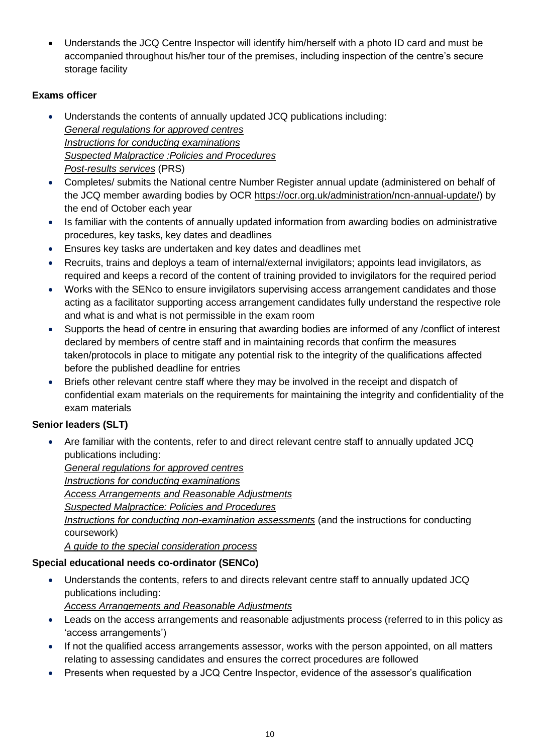- Understands the JCQ Centre Inspector will identify him/herself with a photo ID card and must be accompanied throughout his/her tour of the premises, including inspection of the centre's secure storage facility

**Exams officer**

- Understands the contents of annually updated JCQ publications including:
  *General regulations for approved centres*
  *Instructions for conducting examinations*
  *Suspected Malpractice :Policies and Procedures*
  *Post-results services* (PRS)
- Completes/ submits the National centre Number Register annual update (administered on behalf of the JCQ member awarding bodies by OCR https://ocr.org.uk/administration/ncn-annual-update/) by the end of October each year
- Is familiar with the contents of annually updated information from awarding bodies on administrative procedures, key tasks, key dates and deadlines
- Ensures key tasks are undertaken and key dates and deadlines met
- Recruits, trains and deploys a team of internal/external invigilators; appoints lead invigilators, as required and keeps a record of the content of training provided to invigilators for the required period
- Works with the SENco to ensure invigilators supervising access arrangement candidates and those acting as a facilitator supporting access arrangement candidates fully understand the respective role and what is and what is not permissible in the exam room
- Supports the head of centre in ensuring that awarding bodies are informed of any /conflict of interest declared by members of centre staff and in maintaining records that confirm the measures taken/protocols in place to mitigate any potential risk to the integrity of the qualifications affected before the published deadline for entries
- Briefs other relevant centre staff where they may be involved in the receipt and dispatch of confidential exam materials on the requirements for maintaining the integrity and confidentiality of the exam materials

**Senior leaders (SLT)**

- Are familiar with the contents, refer to and direct relevant centre staff to annually updated JCQ publications including:
  *General regulations for approved centres*
  *Instructions for conducting examinations*
  *Access Arrangements and Reasonable Adjustments*
  *Suspected Malpractice: Policies and Procedures*
  *Instructions for conducting non-examination assessments* (and the instructions for conducting coursework)
  *A guide to the special consideration process*

**Special educational needs co-ordinator (SENCo)**

- Understands the contents, refers to and directs relevant centre staff to annually updated JCQ publications including:
  *Access Arrangements and Reasonable Adjustments*
- Leads on the access arrangements and reasonable adjustments process (referred to in this policy as 'access arrangements')
- If not the qualified access arrangements assessor, works with the person appointed, on all matters relating to assessing candidates and ensures the correct procedures are followed
- Presents when requested by a JCQ Centre Inspector, evidence of the assessor's qualification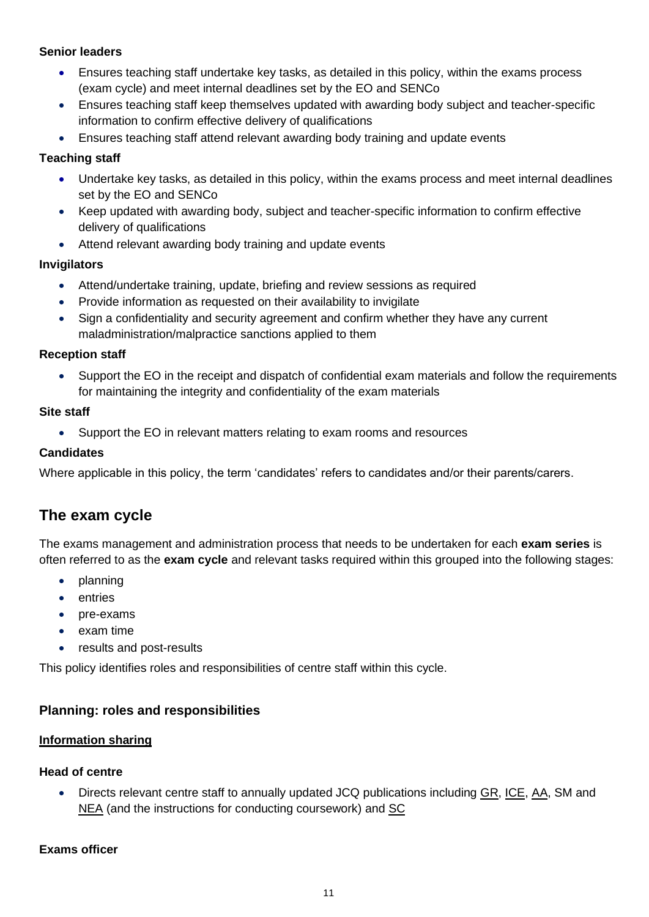**Senior leaders**

- Ensures teaching staff undertake key tasks, as detailed in this policy, within the exams process (exam cycle) and meet internal deadlines set by the EO and SENCo
- Ensures teaching staff keep themselves updated with awarding body subject and teacher-specific information to confirm effective delivery of qualifications
- Ensures teaching staff attend relevant awarding body training and update events

**Teaching staff**

- Undertake key tasks, as detailed in this policy, within the exams process and meet internal deadlines set by the EO and SENCo
- Keep updated with awarding body, subject and teacher-specific information to confirm effective delivery of qualifications
- Attend relevant awarding body training and update events

**Invigilators**

- Attend/undertake training, update, briefing and review sessions as required
- Provide information as requested on their availability to invigilate
- Sign a confidentiality and security agreement and confirm whether they have any current maladministration/malpractice sanctions applied to them

**Reception staff**

- Support the EO in the receipt and dispatch of confidential exam materials and follow the requirements for maintaining the integrity and confidentiality of the exam materials

**Site staff**

- Support the EO in relevant matters relating to exam rooms and resources

**Candidates**

Where applicable in this policy, the term 'candidates' refers to candidates and/or their parents/carers.

## The exam cycle

The exams management and administration process that needs to be undertaken for each **exam series** is often referred to as the **exam cycle** and relevant tasks required within this grouped into the following stages:

- planning
- entries
- pre-exams
- exam time
- results and post-results

This policy identifies roles and responsibilities of centre staff within this cycle.

### Planning: roles and responsibilities

**Information sharing**

**Head of centre**

- Directs relevant centre staff to annually updated JCQ publications including GR, ICE, AA, SM and NEA (and the instructions for conducting coursework) and SC

**Exams officer**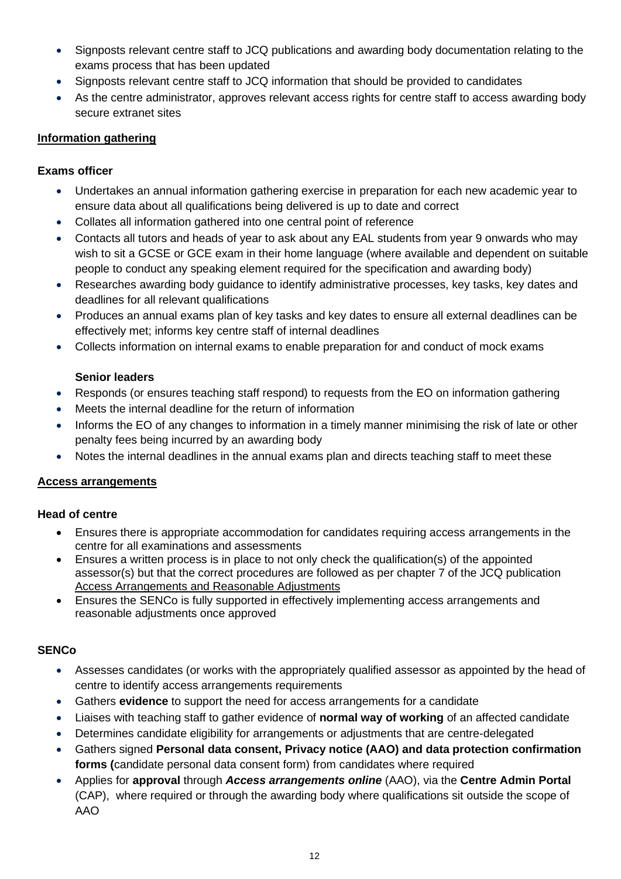- Signposts relevant centre staff to JCQ publications and awarding body documentation relating to the exams process that has been updated
- Signposts relevant centre staff to JCQ information that should be provided to candidates
- As the centre administrator, approves relevant access rights for centre staff to access awarding body secure extranet sites

**Information gathering**

**Exams officer**

- Undertakes an annual information gathering exercise in preparation for each new academic year to ensure data about all qualifications being delivered is up to date and correct
- Collates all information gathered into one central point of reference
- Contacts all tutors and heads of year to ask about any EAL students from year 9 onwards who may wish to sit a GCSE or GCE exam in their home language (where available and dependent on suitable people to conduct any speaking element required for the specification and awarding body)
- Researches awarding body guidance to identify administrative processes, key tasks, key dates and deadlines for all relevant qualifications
- Produces an annual exams plan of key tasks and key dates to ensure all external deadlines can be effectively met; informs key centre staff of internal deadlines
- Collects information on internal exams to enable preparation for and conduct of mock exams

**Senior leaders**

- Responds (or ensures teaching staff respond) to requests from the EO on information gathering
- Meets the internal deadline for the return of information
- Informs the EO of any changes to information in a timely manner minimising the risk of late or other penalty fees being incurred by an awarding body
- Notes the internal deadlines in the annual exams plan and directs teaching staff to meet these

**Access arrangements**

**Head of centre**

- Ensures there is appropriate accommodation for candidates requiring access arrangements in the centre for all examinations and assessments
- Ensures a written process is in place to not only check the qualification(s) of the appointed assessor(s) but that the correct procedures are followed as per chapter 7 of the JCQ publication Access Arrangements and Reasonable Adjustments
- Ensures the SENCo is fully supported in effectively implementing access arrangements and reasonable adjustments once approved

**SENCo**

- Assesses candidates (or works with the appropriately qualified assessor as appointed by the head of centre to identify access arrangements requirements
- Gathers **evidence** to support the need for access arrangements for a candidate
- Liaises with teaching staff to gather evidence of **normal way of working** of an affected candidate
- Determines candidate eligibility for arrangements or adjustments that are centre-delegated
- Gathers signed **Personal data consent, Privacy notice (AAO) and data protection confirmation forms (**candidate personal data consent form) from candidates where required
- Applies for **approval** through ***Access arrangements online*** (AAO), via the **Centre Admin Portal** (CAP), where required or through the awarding body where qualifications sit outside the scope of AAO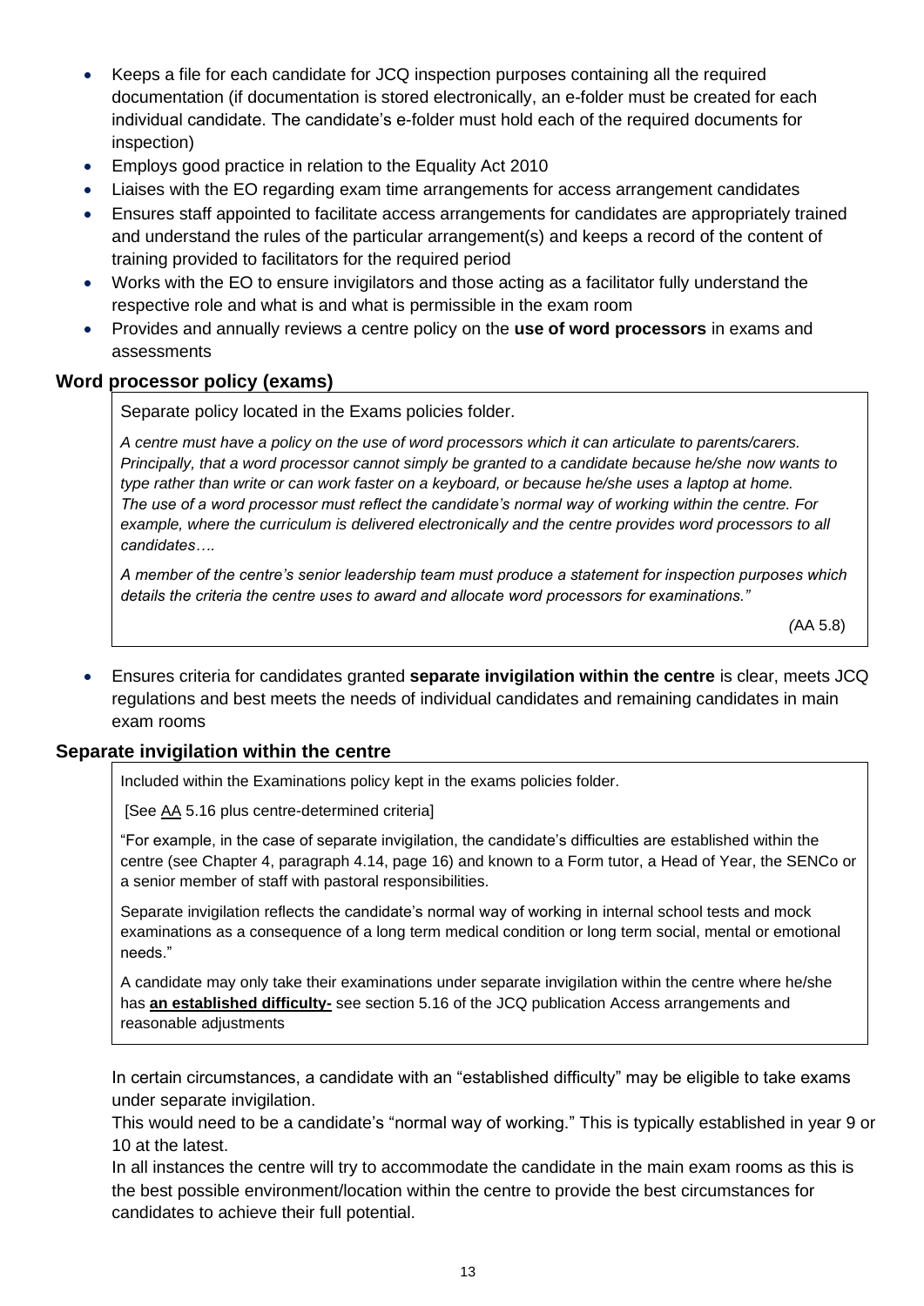- Keeps a file for each candidate for JCQ inspection purposes containing all the required documentation (if documentation is stored electronically, an e-folder must be created for each individual candidate. The candidate's e-folder must hold each of the required documents for inspection)
- Employs good practice in relation to the Equality Act 2010
- Liaises with the EO regarding exam time arrangements for access arrangement candidates
- Ensures staff appointed to facilitate access arrangements for candidates are appropriately trained and understand the rules of the particular arrangement(s) and keeps a record of the content of training provided to facilitators for the required period
- Works with the EO to ensure invigilators and those acting as a facilitator fully understand the respective role and what is and what is permissible in the exam room
- Provides and annually reviews a centre policy on the **use of word processors** in exams and assessments

**Word processor policy (exams)**

> Separate policy located in the Exams policies folder.
>
> *A centre must have a policy on the use of word processors which it can articulate to parents/carers. Principally, that a word processor cannot simply be granted to a candidate because he/she now wants to type rather than write or can work faster on a keyboard, or because he/she uses a laptop at home. The use of a word processor must reflect the candidate's normal way of working within the centre. For example, where the curriculum is delivered electronically and the centre provides word processors to all candidates….*
>
> *A member of the centre's senior leadership team must produce a statement for inspection purposes which details the criteria the centre uses to award and allocate word processors for examinations."*
>
> *(*AA 5.8)

- Ensures criteria for candidates granted **separate invigilation within the centre** is clear, meets JCQ regulations and best meets the needs of individual candidates and remaining candidates in main exam rooms

**Separate invigilation within the centre**

> Included within the Examinations policy kept in the exams policies folder.
>
> [See AA 5.16 plus centre-determined criteria]
>
> "For example, in the case of separate invigilation, the candidate's difficulties are established within the centre (see Chapter 4, paragraph 4.14, page 16) and known to a Form tutor, a Head of Year, the SENCo or a senior member of staff with pastoral responsibilities.
>
> Separate invigilation reflects the candidate's normal way of working in internal school tests and mock examinations as a consequence of a long term medical condition or long term social, mental or emotional needs."
>
> A candidate may only take their examinations under separate invigilation within the centre where he/she has **an established difficulty-** see section 5.16 of the JCQ publication Access arrangements and reasonable adjustments

In certain circumstances, a candidate with an "established difficulty" may be eligible to take exams under separate invigilation.
This would need to be a candidate's "normal way of working." This is typically established in year 9 or 10 at the latest.
In all instances the centre will try to accommodate the candidate in the main exam rooms as this is the best possible environment/location within the centre to provide the best circumstances for candidates to achieve their full potential.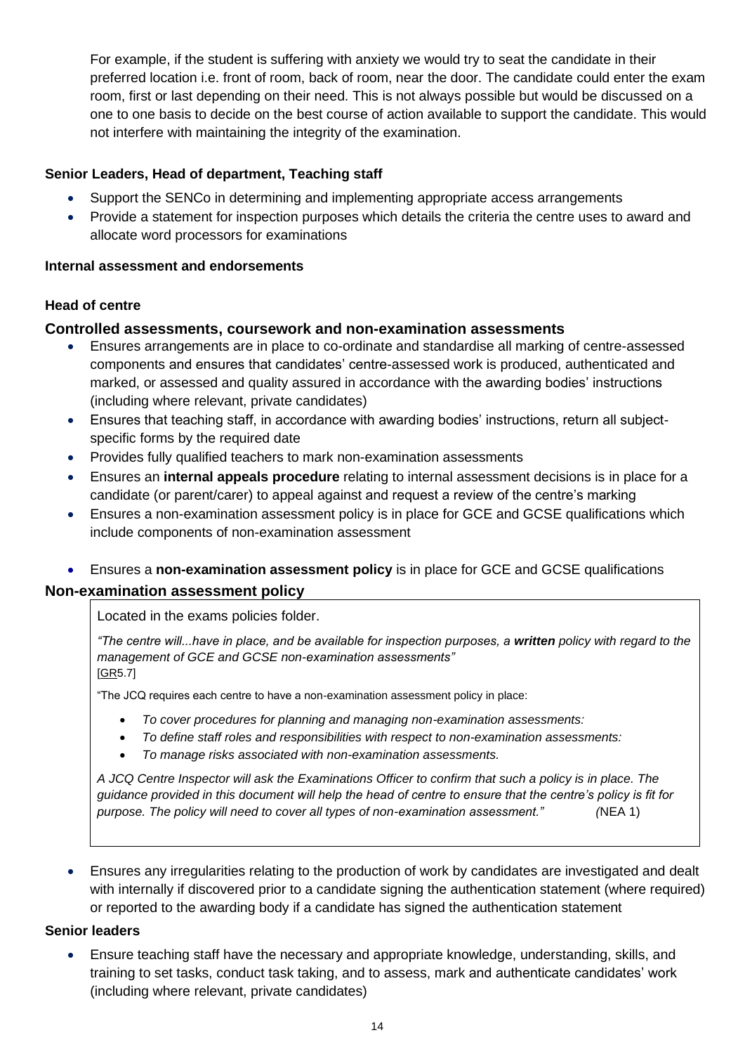For example, if the student is suffering with anxiety we would try to seat the candidate in their preferred location i.e. front of room, back of room, near the door. The candidate could enter the exam room, first or last depending on their need. This is not always possible but would be discussed on a one to one basis to decide on the best course of action available to support the candidate. This would not interfere with maintaining the integrity of the examination.

**Senior Leaders, Head of department, Teaching staff**

- Support the SENCo in determining and implementing appropriate access arrangements
- Provide a statement for inspection purposes which details the criteria the centre uses to award and allocate word processors for examinations

**Internal assessment and endorsements**

**Head of centre**

### Controlled assessments, coursework and non-examination assessments

- Ensures arrangements are in place to co-ordinate and standardise all marking of centre-assessed components and ensures that candidates' centre-assessed work is produced, authenticated and marked, or assessed and quality assured in accordance with the awarding bodies' instructions (including where relevant, private candidates)
- Ensures that teaching staff, in accordance with awarding bodies' instructions, return all subject-specific forms by the required date
- Provides fully qualified teachers to mark non-examination assessments
- Ensures an **internal appeals procedure** relating to internal assessment decisions is in place for a candidate (or parent/carer) to appeal against and request a review of the centre's marking
- Ensures a non-examination assessment policy is in place for GCE and GCSE qualifications which include components of non-examination assessment
- Ensures a **non-examination assessment policy** is in place for GCE and GCSE qualifications

### Non-examination assessment policy

Located in the exams policies folder.

*"The centre will...have in place, and be available for inspection purposes, a **written** policy with regard to the management of GCE and GCSE non-examination assessments"*
[GR5.7]

"The JCQ requires each centre to have a non-examination assessment policy in place:

- *To cover procedures for planning and managing non-examination assessments:*
- *To define staff roles and responsibilities with respect to non-examination assessments:*
- *To manage risks associated with non-examination assessments.*

*A JCQ Centre Inspector will ask the Examinations Officer to confirm that such a policy is in place. The guidance provided in this document will help the head of centre to ensure that the centre's policy is fit for purpose. The policy will need to cover all types of non-examination assessment."* (NEA 1)

- Ensures any irregularities relating to the production of work by candidates are investigated and dealt with internally if discovered prior to a candidate signing the authentication statement (where required) or reported to the awarding body if a candidate has signed the authentication statement

**Senior leaders**

- Ensure teaching staff have the necessary and appropriate knowledge, understanding, skills, and training to set tasks, conduct task taking, and to assess, mark and authenticate candidates' work (including where relevant, private candidates)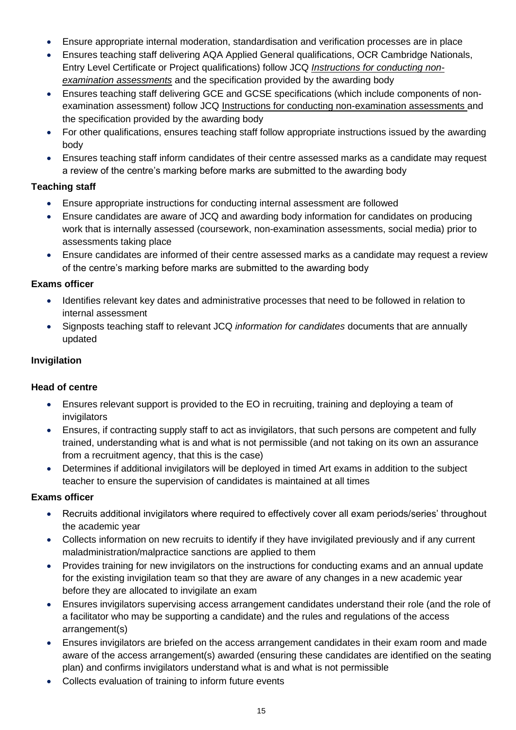- Ensure appropriate internal moderation, standardisation and verification processes are in place
- Ensures teaching staff delivering AQA Applied General qualifications, OCR Cambridge Nationals, Entry Level Certificate or Project qualifications) follow JCQ *Instructions for conducting non-examination assessments* and the specification provided by the awarding body
- Ensures teaching staff delivering GCE and GCSE specifications (which include components of non-examination assessment) follow JCQ Instructions for conducting non-examination assessments and the specification provided by the awarding body
- For other qualifications, ensures teaching staff follow appropriate instructions issued by the awarding body
- Ensures teaching staff inform candidates of their centre assessed marks as a candidate may request a review of the centre's marking before marks are submitted to the awarding body

**Teaching staff**

- Ensure appropriate instructions for conducting internal assessment are followed
- Ensure candidates are aware of JCQ and awarding body information for candidates on producing work that is internally assessed (coursework, non-examination assessments, social media) prior to assessments taking place
- Ensure candidates are informed of their centre assessed marks as a candidate may request a review of the centre's marking before marks are submitted to the awarding body

**Exams officer**

- Identifies relevant key dates and administrative processes that need to be followed in relation to internal assessment
- Signposts teaching staff to relevant JCQ *information for candidates* documents that are annually updated

**Invigilation**

**Head of centre**

- Ensures relevant support is provided to the EO in recruiting, training and deploying a team of invigilators
- Ensures, if contracting supply staff to act as invigilators, that such persons are competent and fully trained, understanding what is and what is not permissible (and not taking on its own an assurance from a recruitment agency, that this is the case)
- Determines if additional invigilators will be deployed in timed Art exams in addition to the subject teacher to ensure the supervision of candidates is maintained at all times

**Exams officer**

- Recruits additional invigilators where required to effectively cover all exam periods/series' throughout the academic year
- Collects information on new recruits to identify if they have invigilated previously and if any current maladministration/malpractice sanctions are applied to them
- Provides training for new invigilators on the instructions for conducting exams and an annual update for the existing invigilation team so that they are aware of any changes in a new academic year before they are allocated to invigilate an exam
- Ensures invigilators supervising access arrangement candidates understand their role (and the role of a facilitator who may be supporting a candidate) and the rules and regulations of the access arrangement(s)
- Ensures invigilators are briefed on the access arrangement candidates in their exam room and made aware of the access arrangement(s) awarded (ensuring these candidates are identified on the seating plan) and confirms invigilators understand what is and what is not permissible
- Collects evaluation of training to inform future events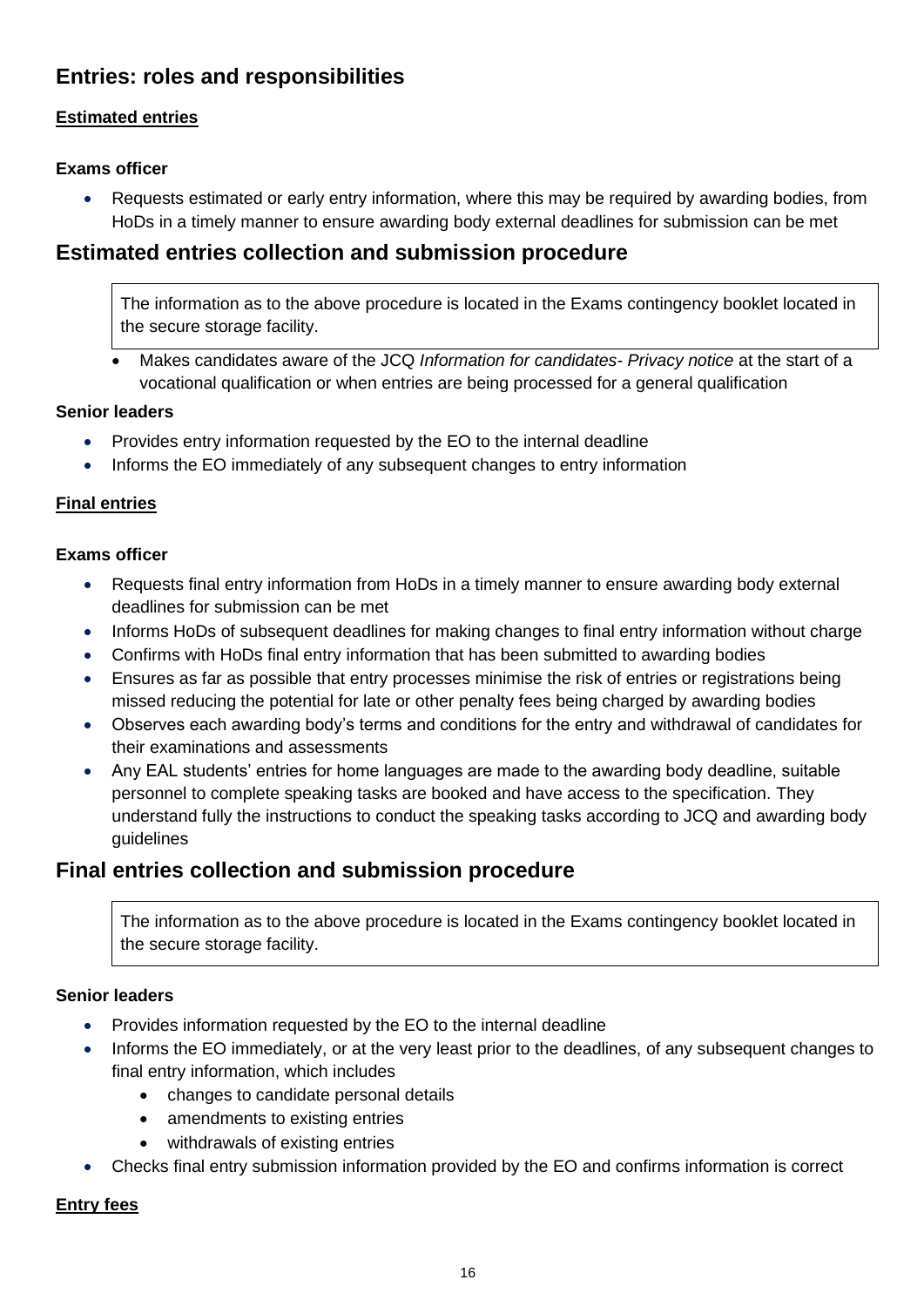## Entries: roles and responsibilities

**Estimated entries**

**Exams officer**

- Requests estimated or early entry information, where this may be required by awarding bodies, from HoDs in a timely manner to ensure awarding body external deadlines for submission can be met

## Estimated entries collection and submission procedure

> The information as to the above procedure is located in the Exams contingency booklet located in the secure storage facility.

- Makes candidates aware of the JCQ *Information for candidates- Privacy notice* at the start of a vocational qualification or when entries are being processed for a general qualification

**Senior leaders**

- Provides entry information requested by the EO to the internal deadline
- Informs the EO immediately of any subsequent changes to entry information

**Final entries**

**Exams officer**

- Requests final entry information from HoDs in a timely manner to ensure awarding body external deadlines for submission can be met
- Informs HoDs of subsequent deadlines for making changes to final entry information without charge
- Confirms with HoDs final entry information that has been submitted to awarding bodies
- Ensures as far as possible that entry processes minimise the risk of entries or registrations being missed reducing the potential for late or other penalty fees being charged by awarding bodies
- Observes each awarding body's terms and conditions for the entry and withdrawal of candidates for their examinations and assessments
- Any EAL students' entries for home languages are made to the awarding body deadline, suitable personnel to complete speaking tasks are booked and have access to the specification. They understand fully the instructions to conduct the speaking tasks according to JCQ and awarding body guidelines

## Final entries collection and submission procedure

> The information as to the above procedure is located in the Exams contingency booklet located in the secure storage facility.

**Senior leaders**

- Provides information requested by the EO to the internal deadline
- Informs the EO immediately, or at the very least prior to the deadlines, of any subsequent changes to final entry information, which includes
    - changes to candidate personal details
    - amendments to existing entries
    - withdrawals of existing entries
- Checks final entry submission information provided by the EO and confirms information is correct

**Entry fees**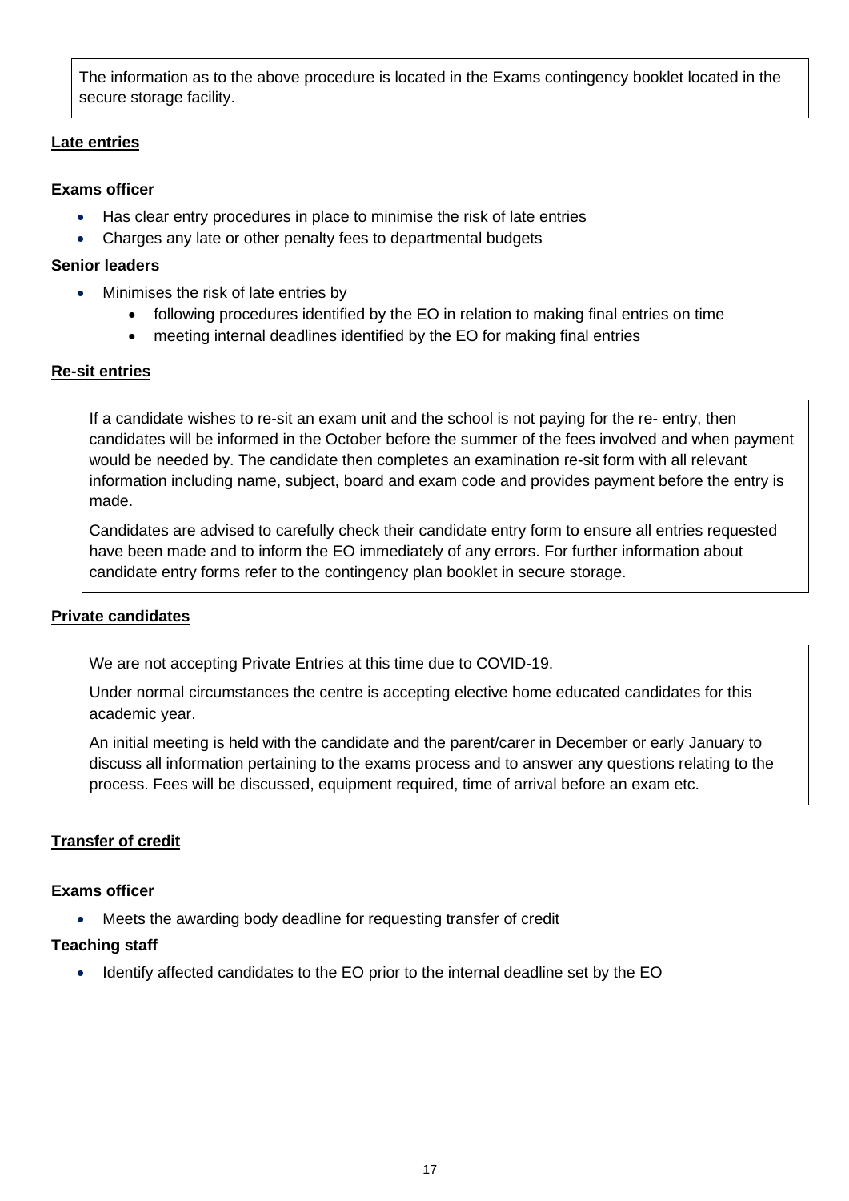The information as to the above procedure is located in the Exams contingency booklet located in the secure storage facility.

**Late entries**

**Exams officer**

- Has clear entry procedures in place to minimise the risk of late entries
- Charges any late or other penalty fees to departmental budgets

**Senior leaders**

- Minimises the risk of late entries by
    - following procedures identified by the EO in relation to making final entries on time
    - meeting internal deadlines identified by the EO for making final entries

**Re-sit entries**

If a candidate wishes to re-sit an exam unit and the school is not paying for the re- entry, then candidates will be informed in the October before the summer of the fees involved and when payment would be needed by. The candidate then completes an examination re-sit form with all relevant information including name, subject, board and exam code and provides payment before the entry is made.

Candidates are advised to carefully check their candidate entry form to ensure all entries requested have been made and to inform the EO immediately of any errors. For further information about candidate entry forms refer to the contingency plan booklet in secure storage.

**Private candidates**

We are not accepting Private Entries at this time due to COVID-19.

Under normal circumstances the centre is accepting elective home educated candidates for this academic year.

An initial meeting is held with the candidate and the parent/carer in December or early January to discuss all information pertaining to the exams process and to answer any questions relating to the process. Fees will be discussed, equipment required, time of arrival before an exam etc.

**Transfer of credit**

**Exams officer**

- Meets the awarding body deadline for requesting transfer of credit

**Teaching staff**

- Identify affected candidates to the EO prior to the internal deadline set by the EO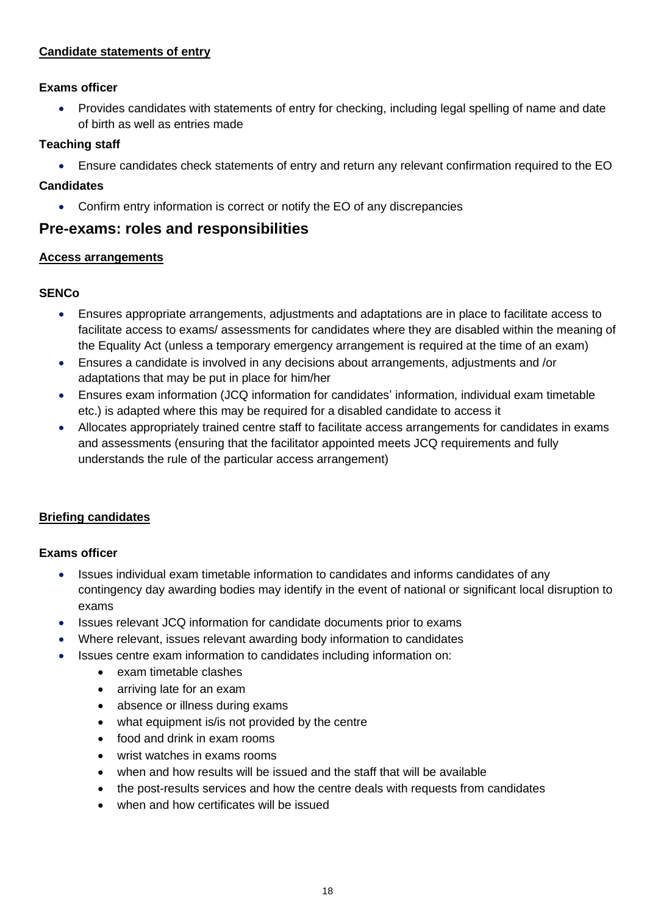**Candidate statements of entry**

**Exams officer**

- Provides candidates with statements of entry for checking, including legal spelling of name and date of birth as well as entries made

**Teaching staff**

- Ensure candidates check statements of entry and return any relevant confirmation required to the EO

**Candidates**

- Confirm entry information is correct or notify the EO of any discrepancies

## Pre-exams: roles and responsibilities

**Access arrangements**

**SENCo**

- Ensures appropriate arrangements, adjustments and adaptations are in place to facilitate access to facilitate access to exams/ assessments for candidates where they are disabled within the meaning of the Equality Act (unless a temporary emergency arrangement is required at the time of an exam)
- Ensures a candidate is involved in any decisions about arrangements, adjustments and /or adaptations that may be put in place for him/her
- Ensures exam information (JCQ information for candidates' information, individual exam timetable etc.) is adapted where this may be required for a disabled candidate to access it
- Allocates appropriately trained centre staff to facilitate access arrangements for candidates in exams and assessments (ensuring that the facilitator appointed meets JCQ requirements and fully understands the rule of the particular access arrangement)

**Briefing candidates**

**Exams officer**

- Issues individual exam timetable information to candidates and informs candidates of any contingency day awarding bodies may identify in the event of national or significant local disruption to exams
- Issues relevant JCQ information for candidate documents prior to exams
- Where relevant, issues relevant awarding body information to candidates
- Issues centre exam information to candidates including information on:
  - exam timetable clashes
  - arriving late for an exam
  - absence or illness during exams
  - what equipment is/is not provided by the centre
  - food and drink in exam rooms
  - wrist watches in exams rooms
  - when and how results will be issued and the staff that will be available
  - the post-results services and how the centre deals with requests from candidates
  - when and how certificates will be issued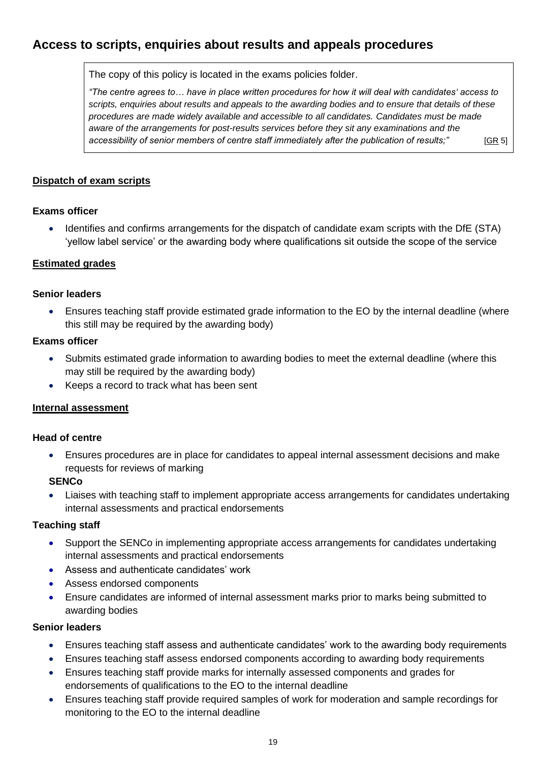## Access to scripts, enquiries about results and appeals procedures

> The copy of this policy is located in the exams policies folder.
>
> *"The centre agrees to… have in place written procedures for how it will deal with candidates' access to scripts, enquiries about results and appeals to the awarding bodies and to ensure that details of these procedures are made widely available and accessible to all candidates. Candidates must be made aware of the arrangements for post-results services before they sit any examinations and the accessibility of senior members of centre staff immediately after the publication of results;"* [GR 5]

### Dispatch of exam scripts

**Exams officer**

- Identifies and confirms arrangements for the dispatch of candidate exam scripts with the DfE (STA) 'yellow label service' or the awarding body where qualifications sit outside the scope of the service

### Estimated grades

**Senior leaders**

- Ensures teaching staff provide estimated grade information to the EO by the internal deadline (where this still may be required by the awarding body)

**Exams officer**

- Submits estimated grade information to awarding bodies to meet the external deadline (where this may still be required by the awarding body)
- Keeps a record to track what has been sent

### Internal assessment

**Head of centre**

- Ensures procedures are in place for candidates to appeal internal assessment decisions and make requests for reviews of marking

**SENCo**

- Liaises with teaching staff to implement appropriate access arrangements for candidates undertaking internal assessments and practical endorsements

**Teaching staff**

- Support the SENCo in implementing appropriate access arrangements for candidates undertaking internal assessments and practical endorsements
- Assess and authenticate candidates' work
- Assess endorsed components
- Ensure candidates are informed of internal assessment marks prior to marks being submitted to awarding bodies

**Senior leaders**

- Ensures teaching staff assess and authenticate candidates' work to the awarding body requirements
- Ensures teaching staff assess endorsed components according to awarding body requirements
- Ensures teaching staff provide marks for internally assessed components and grades for endorsements of qualifications to the EO to the internal deadline
- Ensures teaching staff provide required samples of work for moderation and sample recordings for monitoring to the EO to the internal deadline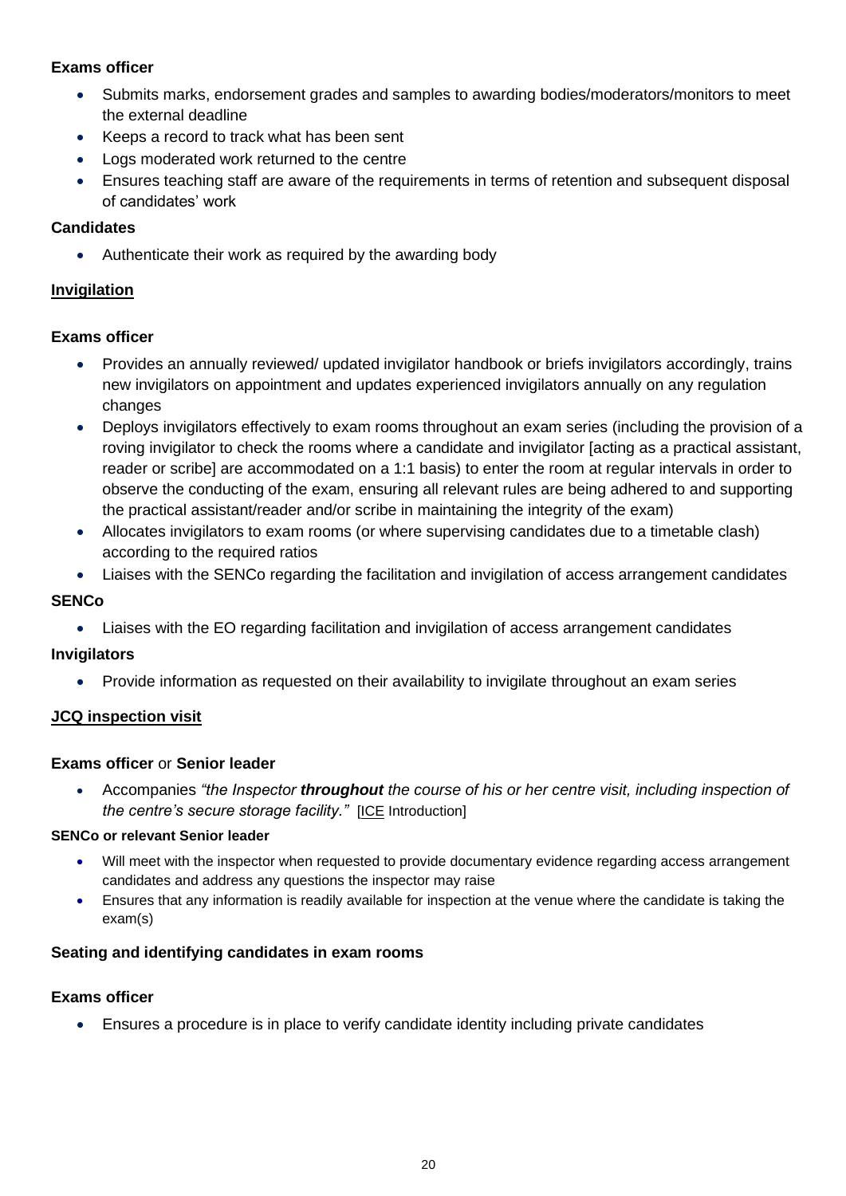**Exams officer**

- Submits marks, endorsement grades and samples to awarding bodies/moderators/monitors to meet the external deadline
- Keeps a record to track what has been sent
- Logs moderated work returned to the centre
- Ensures teaching staff are aware of the requirements in terms of retention and subsequent disposal of candidates' work

**Candidates**

- Authenticate their work as required by the awarding body

**Invigilation**

**Exams officer**

- Provides an annually reviewed/ updated invigilator handbook or briefs invigilators accordingly, trains new invigilators on appointment and updates experienced invigilators annually on any regulation changes
- Deploys invigilators effectively to exam rooms throughout an exam series (including the provision of a roving invigilator to check the rooms where a candidate and invigilator [acting as a practical assistant, reader or scribe] are accommodated on a 1:1 basis) to enter the room at regular intervals in order to observe the conducting of the exam, ensuring all relevant rules are being adhered to and supporting the practical assistant/reader and/or scribe in maintaining the integrity of the exam)
- Allocates invigilators to exam rooms (or where supervising candidates due to a timetable clash) according to the required ratios
- Liaises with the SENCo regarding the facilitation and invigilation of access arrangement candidates

**SENCo**

- Liaises with the EO regarding facilitation and invigilation of access arrangement candidates

**Invigilators**

- Provide information as requested on their availability to invigilate throughout an exam series

**JCQ inspection visit**

**Exams officer** or **Senior leader**

- Accompanies *"the Inspector **throughout** the course of his or her centre visit, including inspection of the centre's secure storage facility."* [ICE Introduction]

**SENCo or relevant Senior leader**

- Will meet with the inspector when requested to provide documentary evidence regarding access arrangement candidates and address any questions the inspector may raise
- Ensures that any information is readily available for inspection at the venue where the candidate is taking the exam(s)

**Seating and identifying candidates in exam rooms**

**Exams officer**

- Ensures a procedure is in place to verify candidate identity including private candidates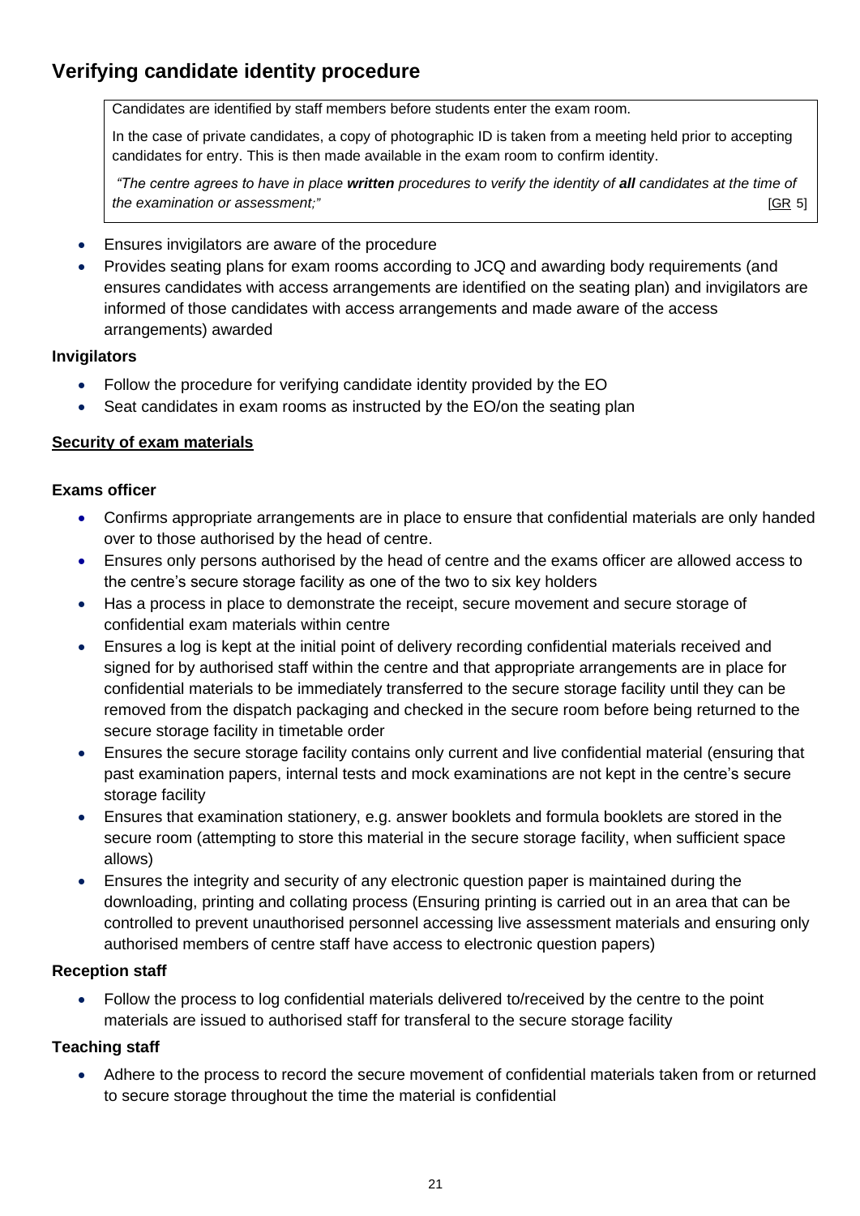## Verifying candidate identity procedure

> Candidates are identified by staff members before students enter the exam room.
>
> In the case of private candidates, a copy of photographic ID is taken from a meeting held prior to accepting candidates for entry. This is then made available in the exam room to confirm identity.
>
> *"The centre agrees to have in place* ***written*** *procedures to verify the identity of* ***all*** *candidates at the time of the examination or assessment;"* [GR 5]

- Ensures invigilators are aware of the procedure
- Provides seating plans for exam rooms according to JCQ and awarding body requirements (and ensures candidates with access arrangements are identified on the seating plan) and invigilators are informed of those candidates with access arrangements and made aware of the access arrangements) awarded

#### Invigilators

- Follow the procedure for verifying candidate identity provided by the EO
- Seat candidates in exam rooms as instructed by the EO/on the seating plan

### Security of exam materials

#### Exams officer

- Confirms appropriate arrangements are in place to ensure that confidential materials are only handed over to those authorised by the head of centre.
- Ensures only persons authorised by the head of centre and the exams officer are allowed access to the centre's secure storage facility as one of the two to six key holders
- Has a process in place to demonstrate the receipt, secure movement and secure storage of confidential exam materials within centre
- Ensures a log is kept at the initial point of delivery recording confidential materials received and signed for by authorised staff within the centre and that appropriate arrangements are in place for confidential materials to be immediately transferred to the secure storage facility until they can be removed from the dispatch packaging and checked in the secure room before being returned to the secure storage facility in timetable order
- Ensures the secure storage facility contains only current and live confidential material (ensuring that past examination papers, internal tests and mock examinations are not kept in the centre's secure storage facility
- Ensures that examination stationery, e.g. answer booklets and formula booklets are stored in the secure room (attempting to store this material in the secure storage facility, when sufficient space allows)
- Ensures the integrity and security of any electronic question paper is maintained during the downloading, printing and collating process (Ensuring printing is carried out in an area that can be controlled to prevent unauthorised personnel accessing live assessment materials and ensuring only authorised members of centre staff have access to electronic question papers)

#### Reception staff

- Follow the process to log confidential materials delivered to/received by the centre to the point materials are issued to authorised staff for transferal to the secure storage facility

#### Teaching staff

- Adhere to the process to record the secure movement of confidential materials taken from or returned to secure storage throughout the time the material is confidential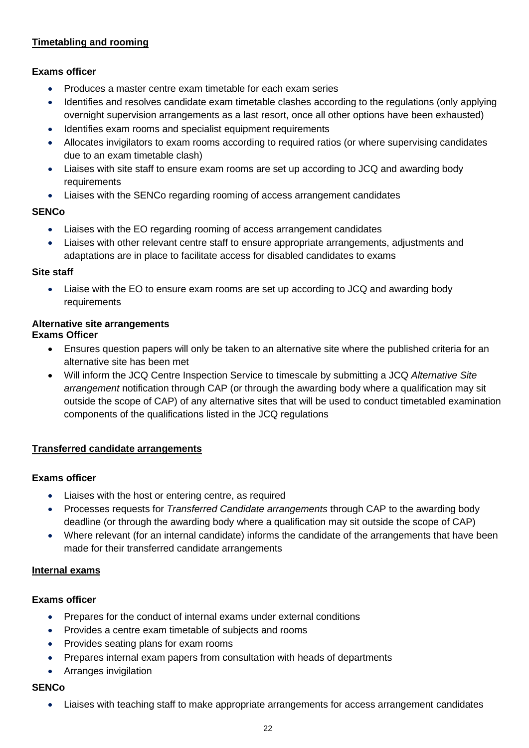## Timetabling and rooming

**Exams officer**

- Produces a master centre exam timetable for each exam series
- Identifies and resolves candidate exam timetable clashes according to the regulations (only applying overnight supervision arrangements as a last resort, once all other options have been exhausted)
- Identifies exam rooms and specialist equipment requirements
- Allocates invigilators to exam rooms according to required ratios (or where supervising candidates due to an exam timetable clash)
- Liaises with site staff to ensure exam rooms are set up according to JCQ and awarding body requirements
- Liaises with the SENCo regarding rooming of access arrangement candidates

**SENCo**

- Liaises with the EO regarding rooming of access arrangement candidates
- Liaises with other relevant centre staff to ensure appropriate arrangements, adjustments and adaptations are in place to facilitate access for disabled candidates to exams

**Site staff**

- Liaise with the EO to ensure exam rooms are set up according to JCQ and awarding body requirements

**Alternative site arrangements**
**Exams Officer**

- Ensures question papers will only be taken to an alternative site where the published criteria for an alternative site has been met
- Will inform the JCQ Centre Inspection Service to timescale by submitting a JCQ *Alternative Site arrangement* notification through CAP (or through the awarding body where a qualification may sit outside the scope of CAP) of any alternative sites that will be used to conduct timetabled examination components of the qualifications listed in the JCQ regulations

## Transferred candidate arrangements

**Exams officer**

- Liaises with the host or entering centre, as required
- Processes requests for *Transferred Candidate arrangements* through CAP to the awarding body deadline (or through the awarding body where a qualification may sit outside the scope of CAP)
- Where relevant (for an internal candidate) informs the candidate of the arrangements that have been made for their transferred candidate arrangements

## Internal exams

**Exams officer**

- Prepares for the conduct of internal exams under external conditions
- Provides a centre exam timetable of subjects and rooms
- Provides seating plans for exam rooms
- Prepares internal exam papers from consultation with heads of departments
- Arranges invigilation

**SENCo**

- Liaises with teaching staff to make appropriate arrangements for access arrangement candidates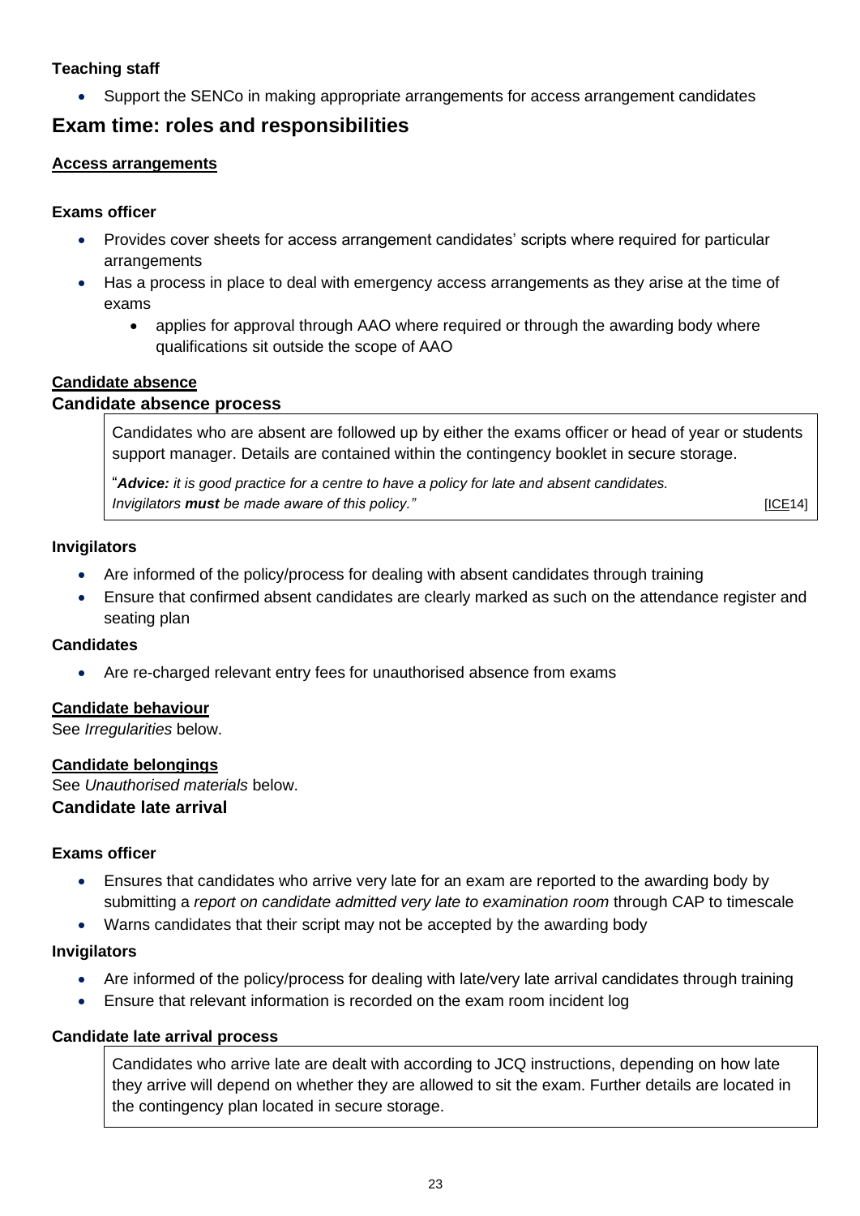**Teaching staff**

- Support the SENCo in making appropriate arrangements for access arrangement candidates

## Exam time: roles and responsibilities

**Access arrangements**

**Exams officer**

- Provides cover sheets for access arrangement candidates' scripts where required for particular arrangements
- Has a process in place to deal with emergency access arrangements as they arise at the time of exams
  - applies for approval through AAO where required or through the awarding body where qualifications sit outside the scope of AAO

**Candidate absence**

### Candidate absence process

> Candidates who are absent are followed up by either the exams officer or head of year or students support manager. Details are contained within the contingency booklet in secure storage.
>
> "***Advice:*** *it is good practice for a centre to have a policy for late and absent candidates. Invigilators **must** be made aware of this policy."* [ICE14]

**Invigilators**

- Are informed of the policy/process for dealing with absent candidates through training
- Ensure that confirmed absent candidates are clearly marked as such on the attendance register and seating plan

**Candidates**

- Are re-charged relevant entry fees for unauthorised absence from exams

**Candidate behaviour**

See *Irregularities* below.

**Candidate belongings**

See *Unauthorised materials* below.

### Candidate late arrival

**Exams officer**

- Ensures that candidates who arrive very late for an exam are reported to the awarding body by submitting a *report on candidate admitted very late to examination room* through CAP to timescale
- Warns candidates that their script may not be accepted by the awarding body

**Invigilators**

- Are informed of the policy/process for dealing with late/very late arrival candidates through training
- Ensure that relevant information is recorded on the exam room incident log

**Candidate late arrival process**

> Candidates who arrive late are dealt with according to JCQ instructions, depending on how late they arrive will depend on whether they are allowed to sit the exam. Further details are located in the contingency plan located in secure storage.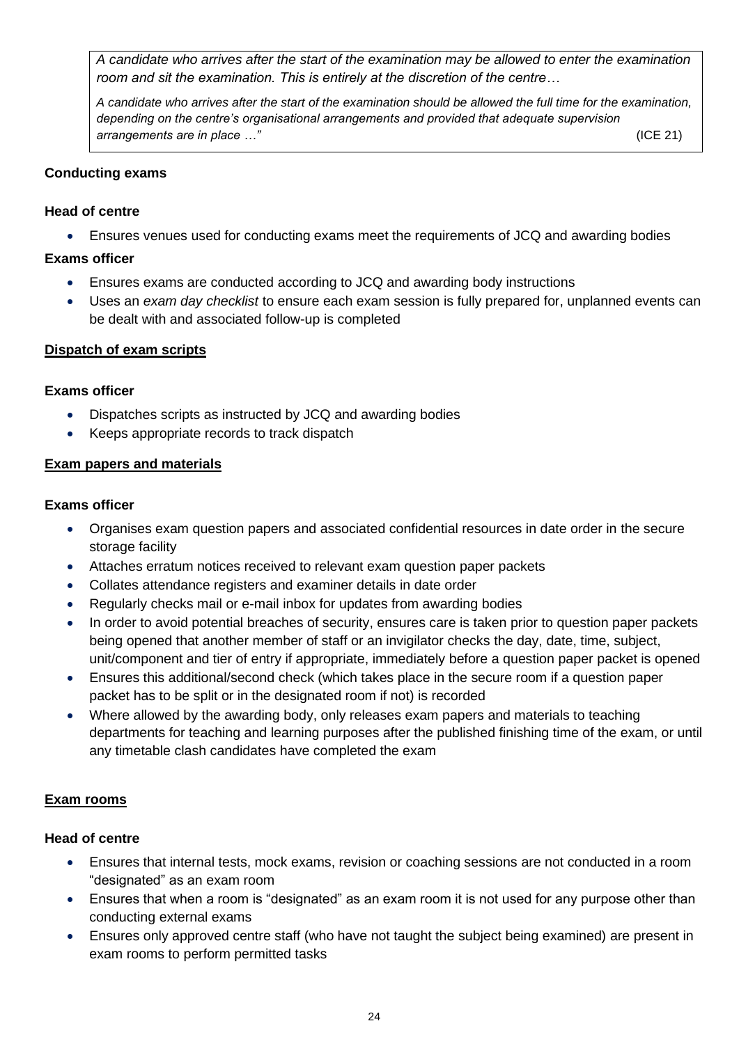> *A candidate who arrives after the start of the examination may be allowed to enter the examination room and sit the examination. This is entirely at the discretion of the centre…*
>
> *A candidate who arrives after the start of the examination should be allowed the full time for the examination, depending on the centre's organisational arrangements and provided that adequate supervision arrangements are in place …"* (ICE 21)

**Conducting exams**

**Head of centre**

- Ensures venues used for conducting exams meet the requirements of JCQ and awarding bodies

**Exams officer**

- Ensures exams are conducted according to JCQ and awarding body instructions
- Uses an *exam day checklist* to ensure each exam session is fully prepared for, unplanned events can be dealt with and associated follow-up is completed

**Dispatch of exam scripts**

**Exams officer**

- Dispatches scripts as instructed by JCQ and awarding bodies
- Keeps appropriate records to track dispatch

**Exam papers and materials**

**Exams officer**

- Organises exam question papers and associated confidential resources in date order in the secure storage facility
- Attaches erratum notices received to relevant exam question paper packets
- Collates attendance registers and examiner details in date order
- Regularly checks mail or e-mail inbox for updates from awarding bodies
- In order to avoid potential breaches of security, ensures care is taken prior to question paper packets being opened that another member of staff or an invigilator checks the day, date, time, subject, unit/component and tier of entry if appropriate, immediately before a question paper packet is opened
- Ensures this additional/second check (which takes place in the secure room if a question paper packet has to be split or in the designated room if not) is recorded
- Where allowed by the awarding body, only releases exam papers and materials to teaching departments for teaching and learning purposes after the published finishing time of the exam, or until any timetable clash candidates have completed the exam

**Exam rooms**

**Head of centre**

- Ensures that internal tests, mock exams, revision or coaching sessions are not conducted in a room "designated" as an exam room
- Ensures that when a room is "designated" as an exam room it is not used for any purpose other than conducting external exams
- Ensures only approved centre staff (who have not taught the subject being examined) are present in exam rooms to perform permitted tasks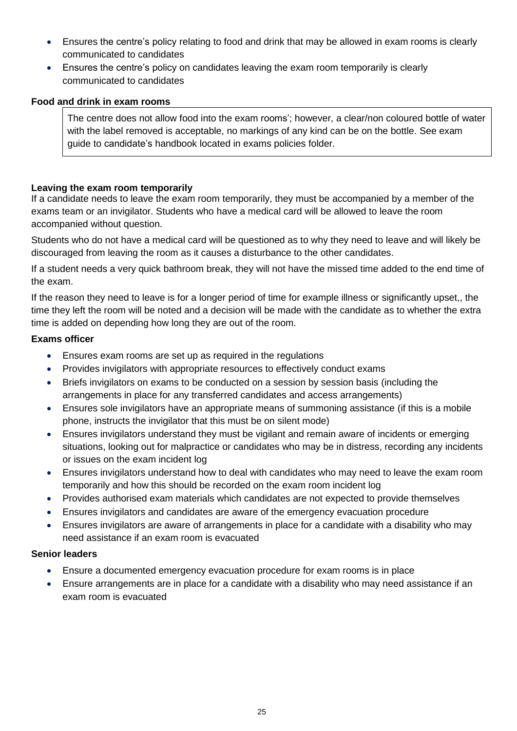- Ensures the centre's policy relating to food and drink that may be allowed in exam rooms is clearly communicated to candidates
- Ensures the centre's policy on candidates leaving the exam room temporarily is clearly communicated to candidates

**Food and drink in exam rooms**

The centre does not allow food into the exam rooms'; however, a clear/non coloured bottle of water with the label removed is acceptable, no markings of any kind can be on the bottle. See exam guide to candidate's handbook located in exams policies folder.

**Leaving the exam room temporarily**

If a candidate needs to leave the exam room temporarily, they must be accompanied by a member of the exams team or an invigilator. Students who have a medical card will be allowed to leave the room accompanied without question.

Students who do not have a medical card will be questioned as to why they need to leave and will likely be discouraged from leaving the room as it causes a disturbance to the other candidates.

If a student needs a very quick bathroom break, they will not have the missed time added to the end time of the exam.

If the reason they need to leave is for a longer period of time for example illness or significantly upset,, the time they left the room will be noted and a decision will be made with the candidate as to whether the extra time is added on depending how long they are out of the room.

**Exams officer**

- Ensures exam rooms are set up as required in the regulations
- Provides invigilators with appropriate resources to effectively conduct exams
- Briefs invigilators on exams to be conducted on a session by session basis (including the arrangements in place for any transferred candidates and access arrangements)
- Ensures sole invigilators have an appropriate means of summoning assistance (if this is a mobile phone, instructs the invigilator that this must be on silent mode)
- Ensures invigilators understand they must be vigilant and remain aware of incidents or emerging situations, looking out for malpractice or candidates who may be in distress, recording any incidents or issues on the exam incident log
- Ensures invigilators understand how to deal with candidates who may need to leave the exam room temporarily and how this should be recorded on the exam room incident log
- Provides authorised exam materials which candidates are not expected to provide themselves
- Ensures invigilators and candidates are aware of the emergency evacuation procedure
- Ensures invigilators are aware of arrangements in place for a candidate with a disability who may need assistance if an exam room is evacuated

**Senior leaders**

- Ensure a documented emergency evacuation procedure for exam rooms is in place
- Ensure arrangements are in place for a candidate with a disability who may need assistance if an exam room is evacuated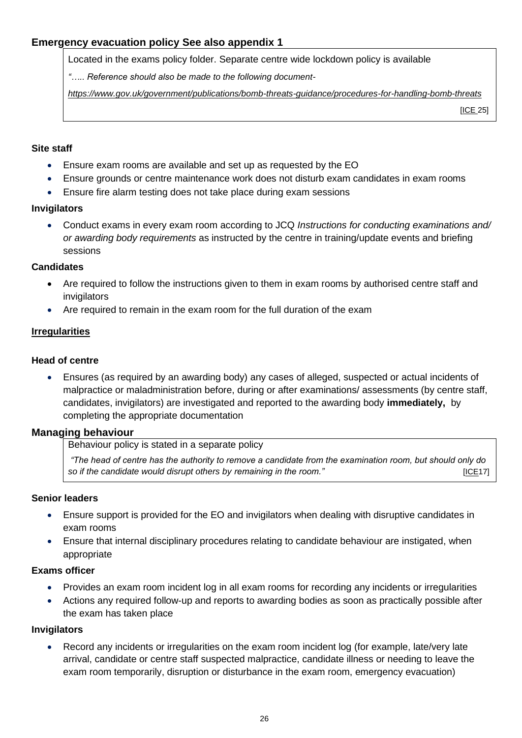## Emergency evacuation policy See also appendix 1

> Located in the exams policy folder. Separate centre wide lockdown policy is available
>
> *"….. Reference should also be made to the following document-*
>
> *https://www.gov.uk/government/publications/bomb-threats-guidance/procedures-for-handling-bomb-threats*
>
> [ICE 25]

### Site staff

- Ensure exam rooms are available and set up as requested by the EO
- Ensure grounds or centre maintenance work does not disturb exam candidates in exam rooms
- Ensure fire alarm testing does not take place during exam sessions

### Invigilators

- Conduct exams in every exam room according to JCQ *Instructions for conducting examinations and/ or awarding body requirements* as instructed by the centre in training/update events and briefing sessions

### Candidates

- Are required to follow the instructions given to them in exam rooms by authorised centre staff and invigilators
- Are required to remain in the exam room for the full duration of the exam

## Irregularities

### Head of centre

- Ensures (as required by an awarding body) any cases of alleged, suspected or actual incidents of malpractice or maladministration before, during or after examinations/ assessments (by centre staff, candidates, invigilators) are investigated and reported to the awarding body **immediately,** by completing the appropriate documentation

## Managing behaviour

> Behaviour policy is stated in a separate policy
>
> *"The head of centre has the authority to remove a candidate from the examination room, but should only do so if the candidate would disrupt others by remaining in the room."* [ICE17]

### Senior leaders

- Ensure support is provided for the EO and invigilators when dealing with disruptive candidates in exam rooms
- Ensure that internal disciplinary procedures relating to candidate behaviour are instigated, when appropriate

### Exams officer

- Provides an exam room incident log in all exam rooms for recording any incidents or irregularities
- Actions any required follow-up and reports to awarding bodies as soon as practically possible after the exam has taken place

### Invigilators

- Record any incidents or irregularities on the exam room incident log (for example, late/very late arrival, candidate or centre staff suspected malpractice, candidate illness or needing to leave the exam room temporarily, disruption or disturbance in the exam room, emergency evacuation)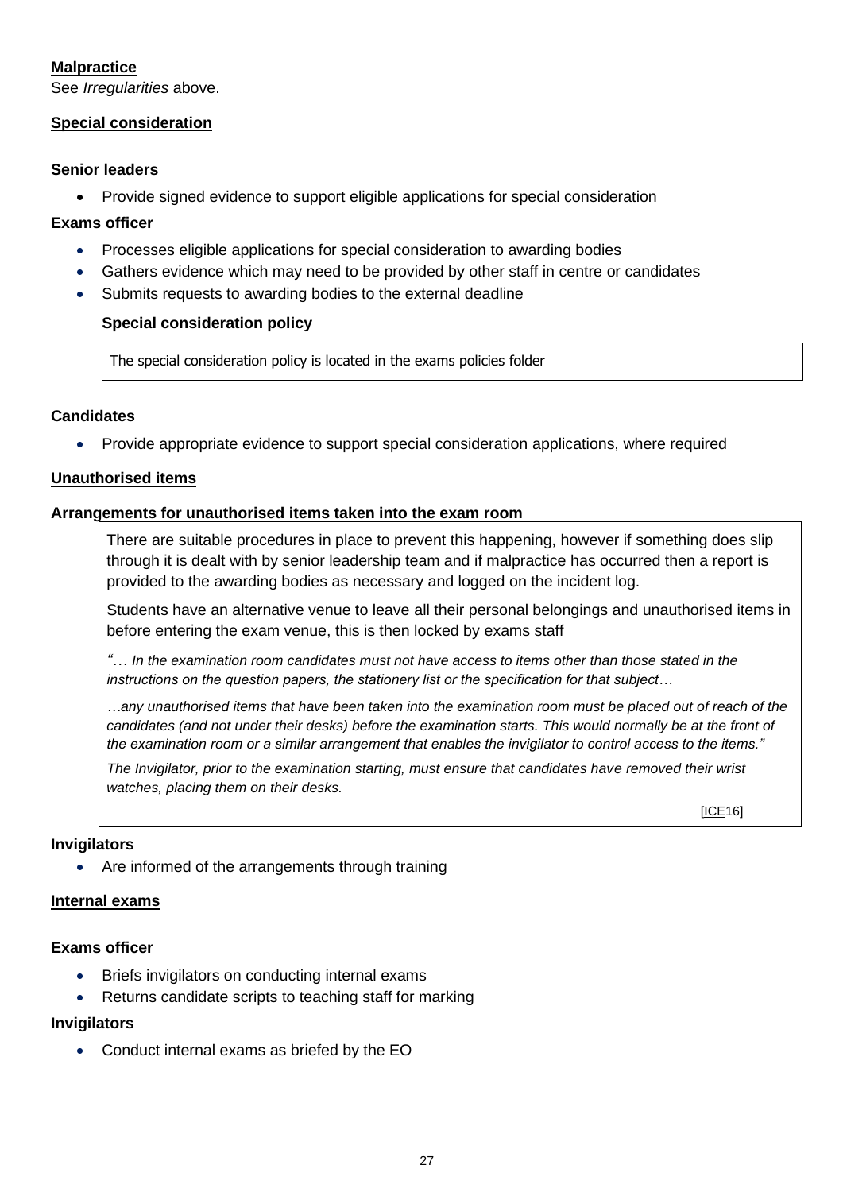**Malpractice**

See *Irregularities* above.

**Special consideration**

**Senior leaders**

- Provide signed evidence to support eligible applications for special consideration

**Exams officer**

- Processes eligible applications for special consideration to awarding bodies
- Gathers evidence which may need to be provided by other staff in centre or candidates
- Submits requests to awarding bodies to the external deadline

**Special consideration policy**

> The special consideration policy is located in the exams policies folder

**Candidates**

- Provide appropriate evidence to support special consideration applications, where required

**Unauthorised items**

**Arrangements for unauthorised items taken into the exam room**

> There are suitable procedures in place to prevent this happening, however if something does slip through it is dealt with by senior leadership team and if malpractice has occurred then a report is provided to the awarding bodies as necessary and logged on the incident log.
>
> Students have an alternative venue to leave all their personal belongings and unauthorised items in before entering the exam venue, this is then locked by exams staff
>
> *"… In the examination room candidates must not have access to items other than those stated in the instructions on the question papers, the stationery list or the specification for that subject…*
>
> *…any unauthorised items that have been taken into the examination room must be placed out of reach of the candidates (and not under their desks) before the examination starts. This would normally be at the front of the examination room or a similar arrangement that enables the invigilator to control access to the items."*
>
> *The Invigilator, prior to the examination starting, must ensure that candidates have removed their wrist watches, placing them on their desks.*
>
> [ICE16]

**Invigilators**

- Are informed of the arrangements through training

**Internal exams**

**Exams officer**

- Briefs invigilators on conducting internal exams
- Returns candidate scripts to teaching staff for marking

**Invigilators**

- Conduct internal exams as briefed by the EO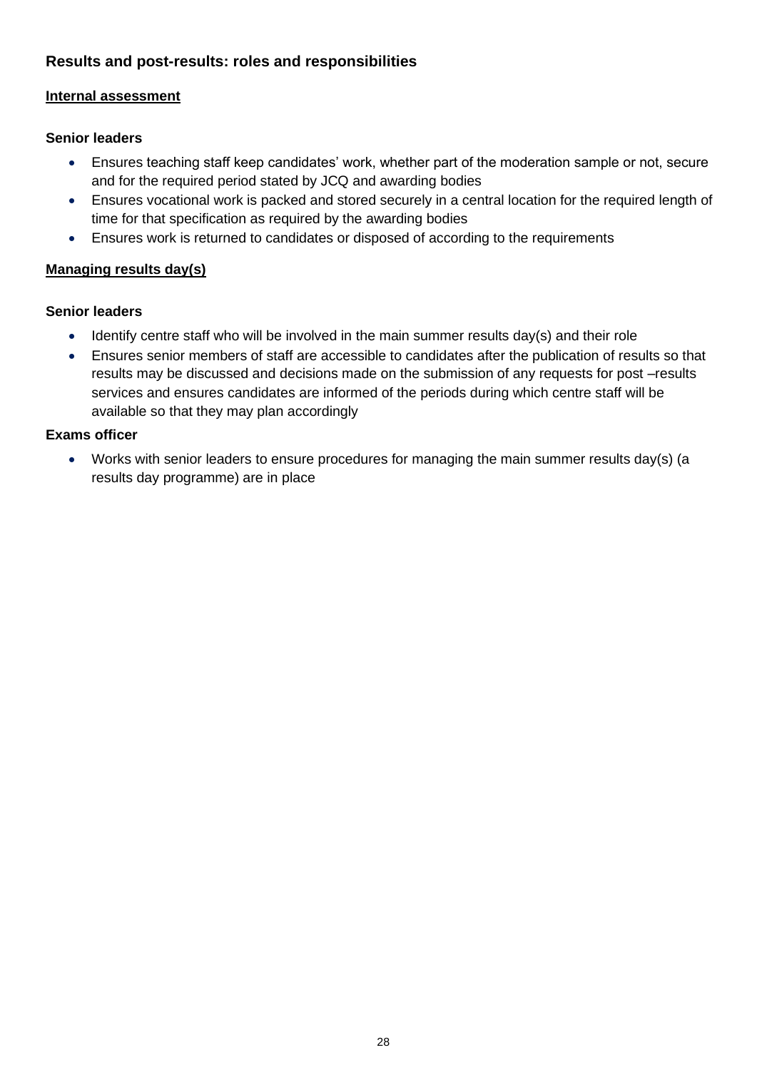## Results and post-results: roles and responsibilities

### Internal assessment

**Senior leaders**

- Ensures teaching staff keep candidates' work, whether part of the moderation sample or not, secure and for the required period stated by JCQ and awarding bodies
- Ensures vocational work is packed and stored securely in a central location for the required length of time for that specification as required by the awarding bodies
- Ensures work is returned to candidates or disposed of according to the requirements

### Managing results day(s)

**Senior leaders**

- Identify centre staff who will be involved in the main summer results day(s) and their role
- Ensures senior members of staff are accessible to candidates after the publication of results so that results may be discussed and decisions made on the submission of any requests for post –results services and ensures candidates are informed of the periods during which centre staff will be available so that they may plan accordingly

**Exams officer**

- Works with senior leaders to ensure procedures for managing the main summer results day(s) (a results day programme) are in place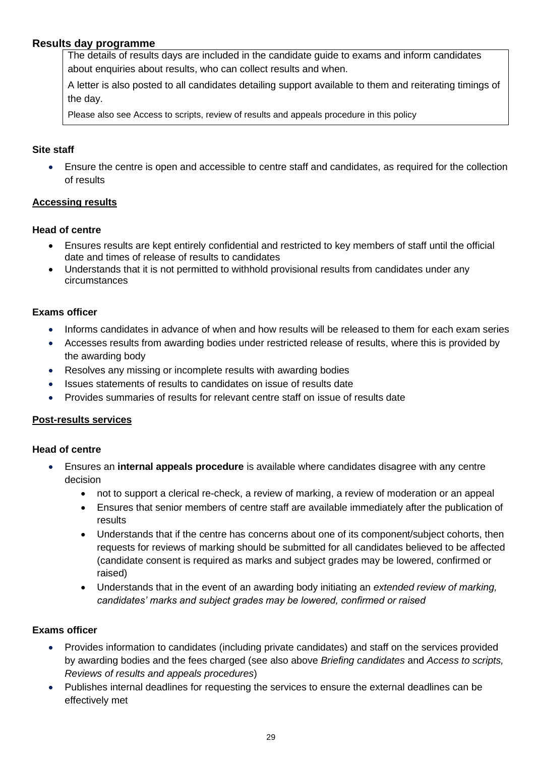### Results day programme

The details of results days are included in the candidate guide to exams and inform candidates about enquiries about results, who can collect results and when.

A letter is also posted to all candidates detailing support available to them and reiterating timings of the day.

Please also see Access to scripts, review of results and appeals procedure in this policy

**Site staff**

- Ensure the centre is open and accessible to centre staff and candidates, as required for the collection of results

**Accessing results**

**Head of centre**

- Ensures results are kept entirely confidential and restricted to key members of staff until the official date and times of release of results to candidates
- Understands that it is not permitted to withhold provisional results from candidates under any circumstances

**Exams officer**

- Informs candidates in advance of when and how results will be released to them for each exam series
- Accesses results from awarding bodies under restricted release of results, where this is provided by the awarding body
- Resolves any missing or incomplete results with awarding bodies
- Issues statements of results to candidates on issue of results date
- Provides summaries of results for relevant centre staff on issue of results date

**Post-results services**

**Head of centre**

- Ensures an **internal appeals procedure** is available where candidates disagree with any centre decision
    - not to support a clerical re-check, a review of marking, a review of moderation or an appeal
    - Ensures that senior members of centre staff are available immediately after the publication of results
    - Understands that if the centre has concerns about one of its component/subject cohorts, then requests for reviews of marking should be submitted for all candidates believed to be affected (candidate consent is required as marks and subject grades may be lowered, confirmed or raised)
    - Understands that in the event of an awarding body initiating an *extended review of marking, candidates' marks and subject grades may be lowered, confirmed or raised*

**Exams officer**

- Provides information to candidates (including private candidates) and staff on the services provided by awarding bodies and the fees charged (see also above *Briefing candidates* and *Access to scripts, Reviews of results and appeals procedures*)
- Publishes internal deadlines for requesting the services to ensure the external deadlines can be effectively met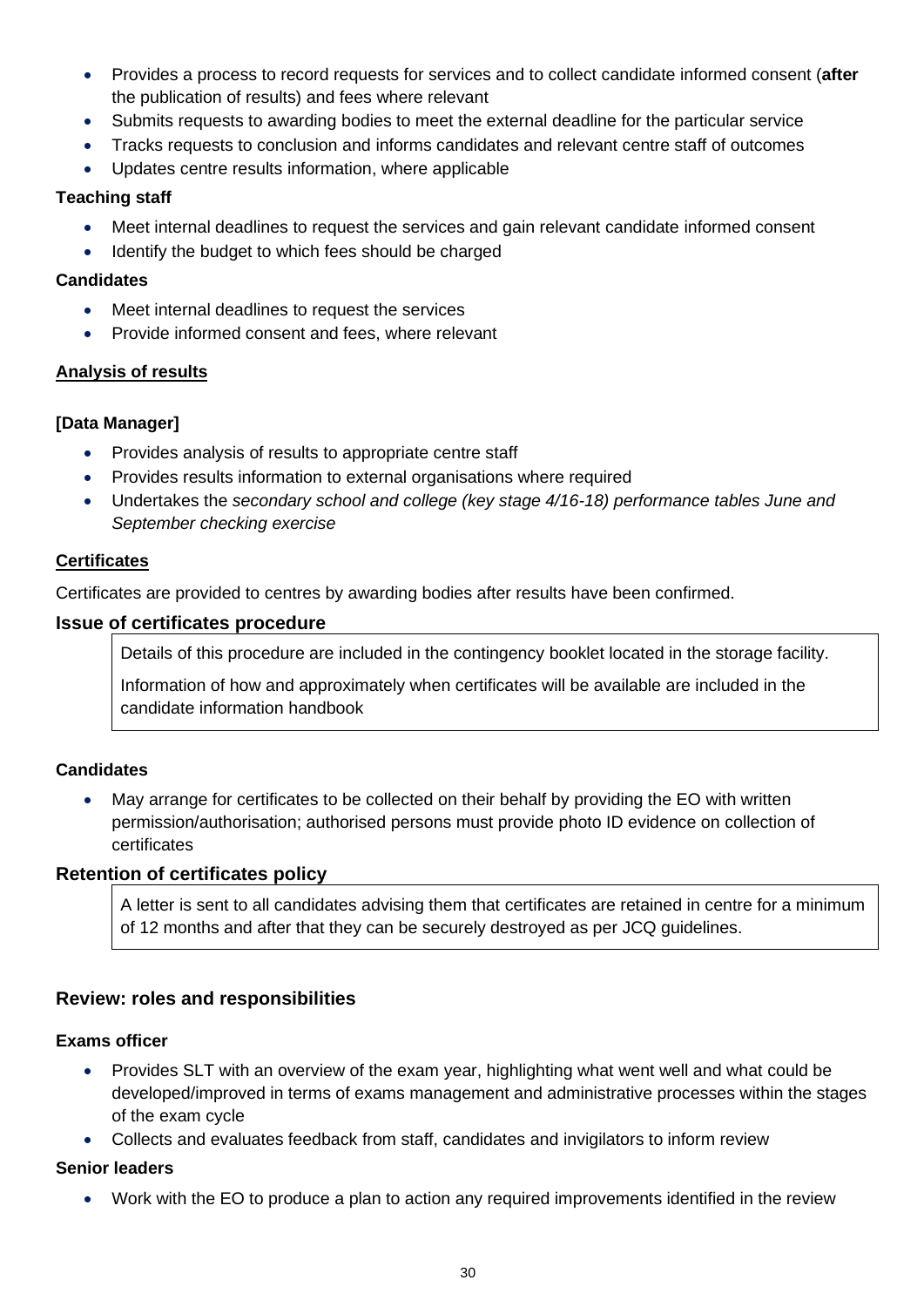- Provides a process to record requests for services and to collect candidate informed consent (**after** the publication of results) and fees where relevant
- Submits requests to awarding bodies to meet the external deadline for the particular service
- Tracks requests to conclusion and informs candidates and relevant centre staff of outcomes
- Updates centre results information, where applicable

**Teaching staff**

- Meet internal deadlines to request the services and gain relevant candidate informed consent
- Identify the budget to which fees should be charged

**Candidates**

- Meet internal deadlines to request the services
- Provide informed consent and fees, where relevant

**Analysis of results**

**[Data Manager]**

- Provides analysis of results to appropriate centre staff
- Provides results information to external organisations where required
- Undertakes the *secondary school and college (key stage 4/16-18) performance tables June and September checking exercise*

**Certificates**

Certificates are provided to centres by awarding bodies after results have been confirmed.

### Issue of certificates procedure

Details of this procedure are included in the contingency booklet located in the storage facility.

Information of how and approximately when certificates will be available are included in the candidate information handbook

**Candidates**

- May arrange for certificates to be collected on their behalf by providing the EO with written permission/authorisation; authorised persons must provide photo ID evidence on collection of certificates

### Retention of certificates policy

A letter is sent to all candidates advising them that certificates are retained in centre for a minimum of 12 months and after that they can be securely destroyed as per JCQ guidelines.

### Review: roles and responsibilities

**Exams officer**

- Provides SLT with an overview of the exam year, highlighting what went well and what could be developed/improved in terms of exams management and administrative processes within the stages of the exam cycle
- Collects and evaluates feedback from staff, candidates and invigilators to inform review

**Senior leaders**

- Work with the EO to produce a plan to action any required improvements identified in the review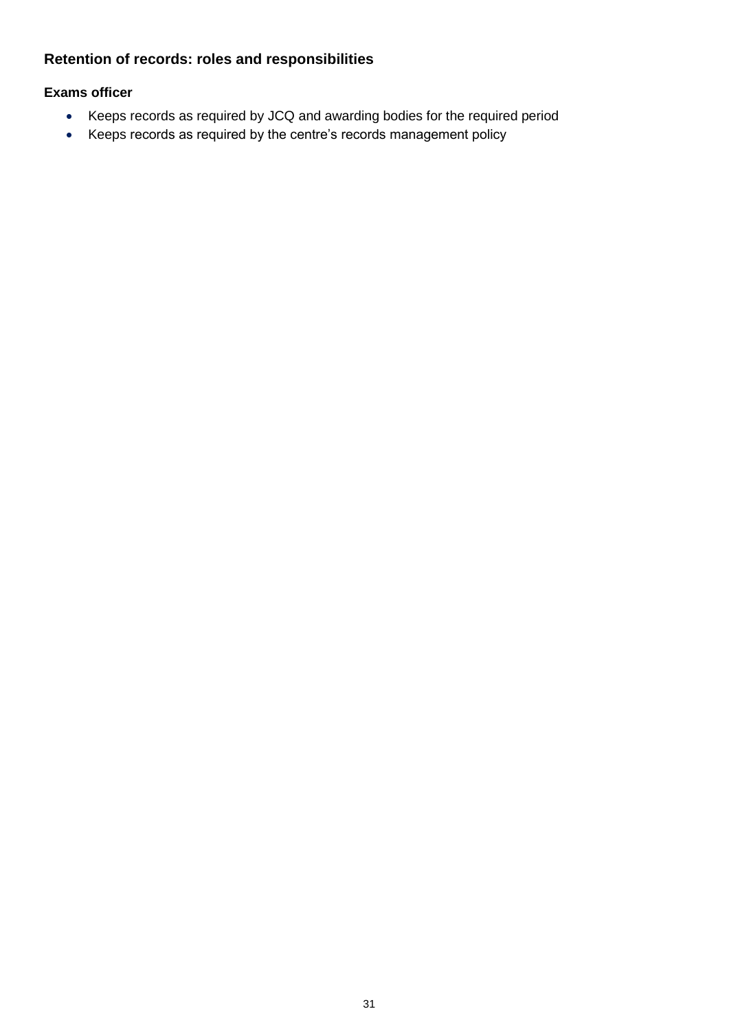## Retention of records: roles and responsibilities

### Exams officer

- Keeps records as required by JCQ and awarding bodies for the required period
- Keeps records as required by the centre's records management policy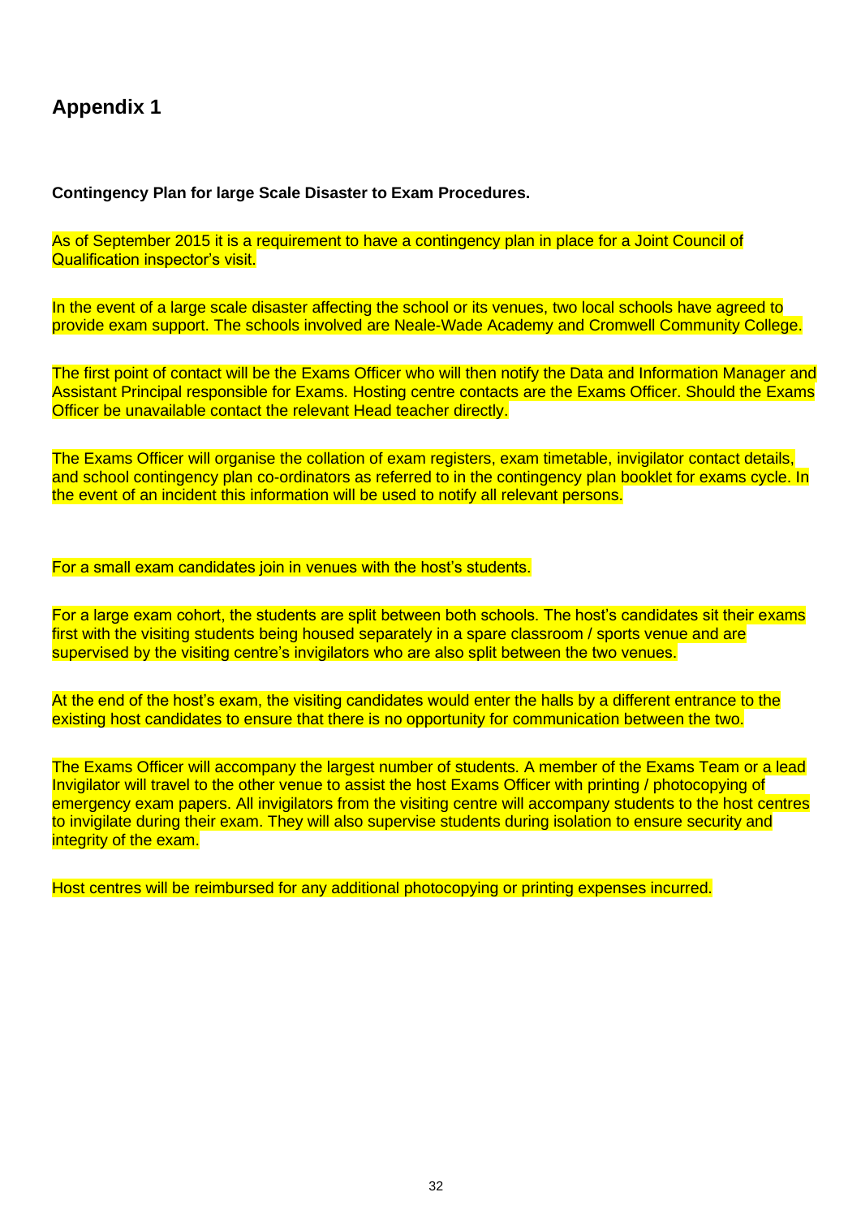# Appendix 1

**Contingency Plan for large Scale Disaster to Exam Procedures.**

As of September 2015 it is a requirement to have a contingency plan in place for a Joint Council of Qualification inspector's visit.

In the event of a large scale disaster affecting the school or its venues, two local schools have agreed to provide exam support. The schools involved are Neale-Wade Academy and Cromwell Community College.

The first point of contact will be the Exams Officer who will then notify the Data and Information Manager and Assistant Principal responsible for Exams. Hosting centre contacts are the Exams Officer. Should the Exams Officer be unavailable contact the relevant Head teacher directly.

The Exams Officer will organise the collation of exam registers, exam timetable, invigilator contact details, and school contingency plan co-ordinators as referred to in the contingency plan booklet for exams cycle. In the event of an incident this information will be used to notify all relevant persons.

For a small exam candidates join in venues with the host's students.

For a large exam cohort, the students are split between both schools. The host's candidates sit their exams first with the visiting students being housed separately in a spare classroom / sports venue and are supervised by the visiting centre's invigilators who are also split between the two venues.

At the end of the host's exam, the visiting candidates would enter the halls by a different entrance to the existing host candidates to ensure that there is no opportunity for communication between the two.

The Exams Officer will accompany the largest number of students. A member of the Exams Team or a lead Invigilator will travel to the other venue to assist the host Exams Officer with printing / photocopying of emergency exam papers. All invigilators from the visiting centre will accompany students to the host centres to invigilate during their exam. They will also supervise students during isolation to ensure security and integrity of the exam.

Host centres will be reimbursed for any additional photocopying or printing expenses incurred.